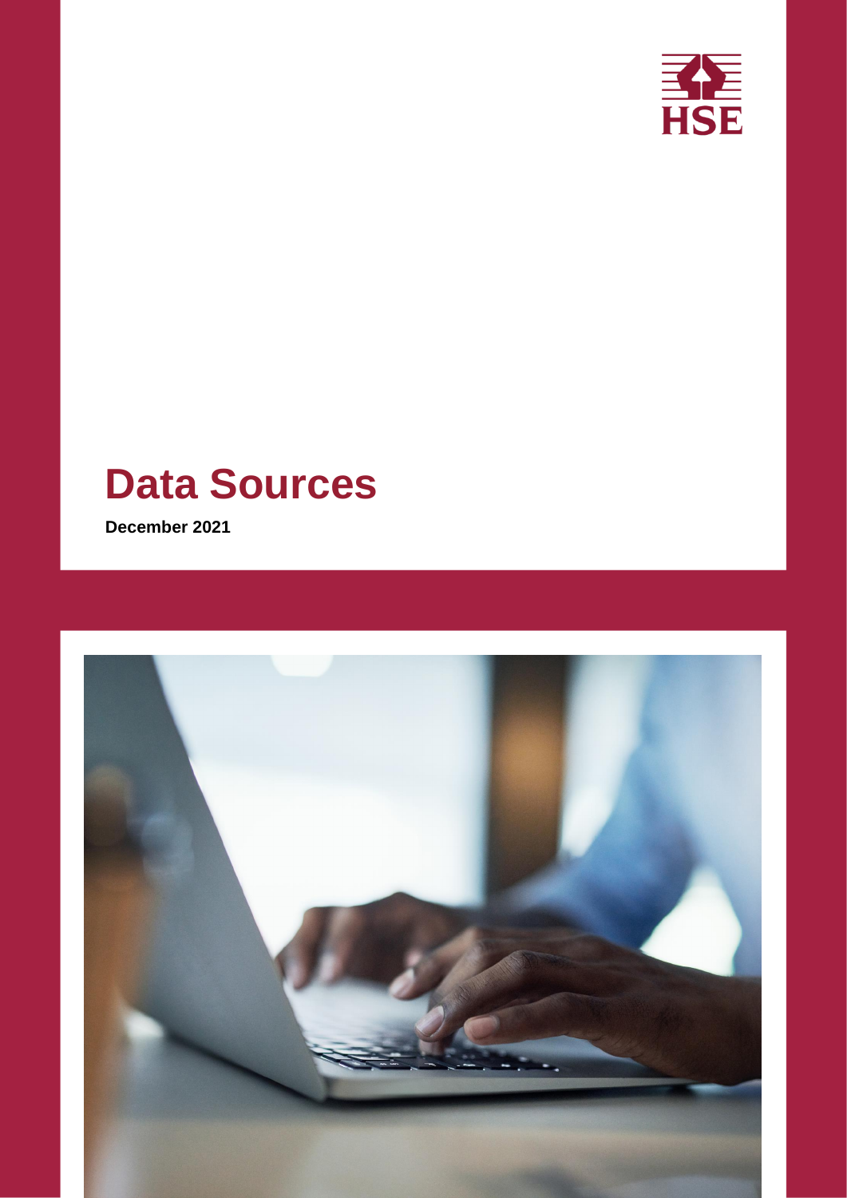# Data Sources

**December 2021**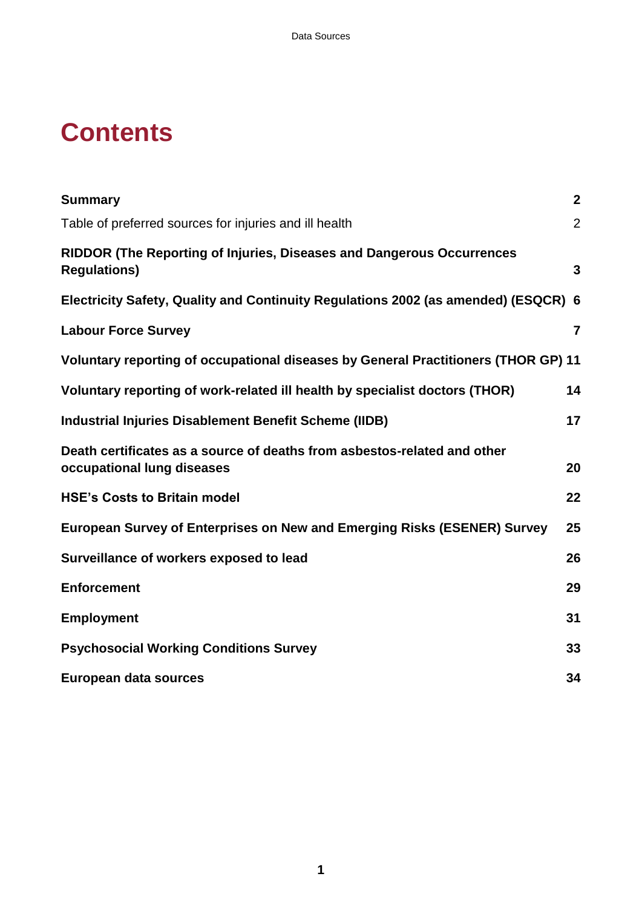# Contents

| | |
|---|---|
| **Summary** | **2** |
| Table of preferred sources for injuries and ill health | 2 |
| **RIDDOR (The Reporting of Injuries, Diseases and Dangerous Occurrences Regulations)** | **3** |
| **Electricity Safety, Quality and Continuity Regulations 2002 (as amended) (ESQCR)** | **6** |
| **Labour Force Survey** | **7** |
| **Voluntary reporting of occupational diseases by General Practitioners (THOR GP)** | **11** |
| **Voluntary reporting of work-related ill health by specialist doctors (THOR)** | **14** |
| **Industrial Injuries Disablement Benefit Scheme (IIDB)** | **17** |
| **Death certificates as a source of deaths from asbestos-related and other occupational lung diseases** | **20** |
| **HSE's Costs to Britain model** | **22** |
| **European Survey of Enterprises on New and Emerging Risks (ESENER) Survey** | **25** |
| **Surveillance of workers exposed to lead** | **26** |
| **Enforcement** | **29** |
| **Employment** | **31** |
| **Psychosocial Working Conditions Survey** | **33** |
| **European data sources** | **34** |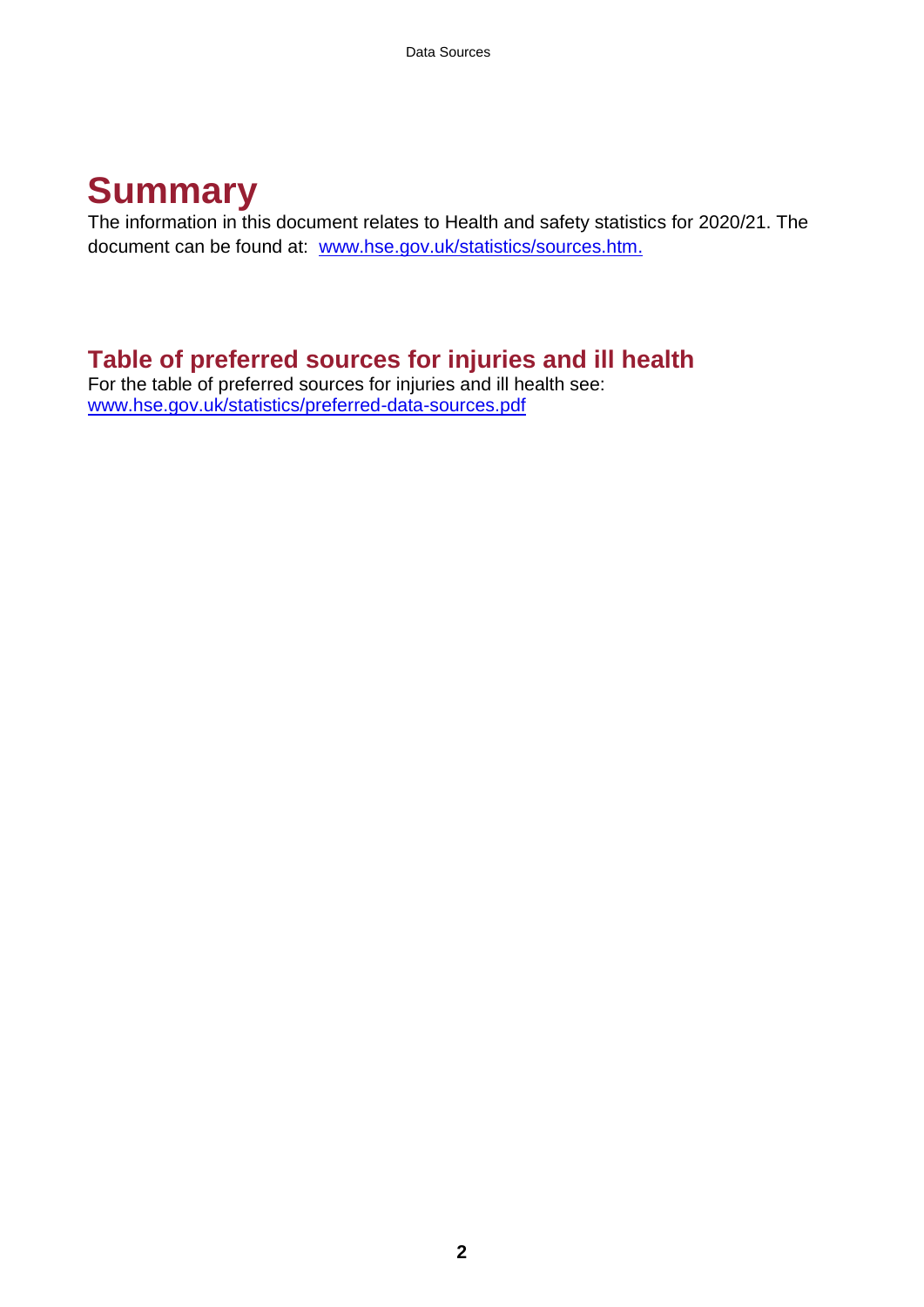# Summary

The information in this document relates to Health and safety statistics for 2020/21. The document can be found at: [www.hse.gov.uk/statistics/sources.htm.](www.hse.gov.uk/statistics/sources.htm)

## Table of preferred sources for injuries and ill health

For the table of preferred sources for injuries and ill health see:
[www.hse.gov.uk/statistics/preferred-data-sources.pdf](www.hse.gov.uk/statistics/preferred-data-sources.pdf)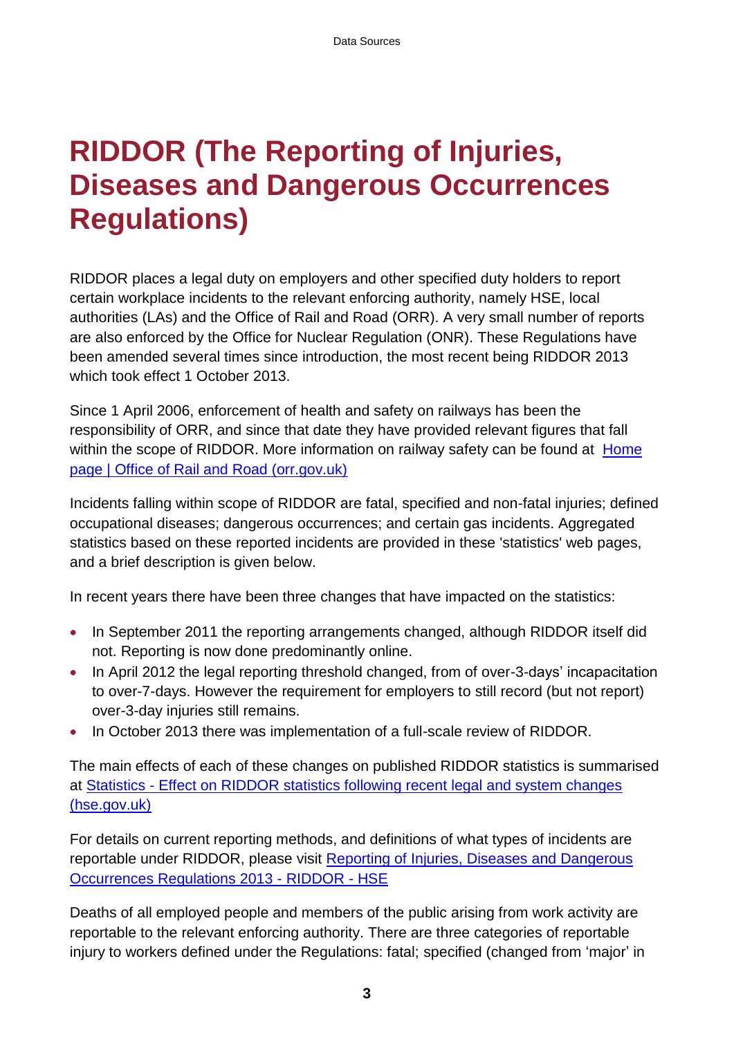# RIDDOR (The Reporting of Injuries, Diseases and Dangerous Occurrences Regulations)

RIDDOR places a legal duty on employers and other specified duty holders to report certain workplace incidents to the relevant enforcing authority, namely HSE, local authorities (LAs) and the Office of Rail and Road (ORR). A very small number of reports are also enforced by the Office for Nuclear Regulation (ONR). These Regulations have been amended several times since introduction, the most recent being RIDDOR 2013 which took effect 1 October 2013.

Since 1 April 2006, enforcement of health and safety on railways has been the responsibility of ORR, and since that date they have provided relevant figures that fall within the scope of RIDDOR. More information on railway safety can be found at [Home page | Office of Rail and Road (orr.gov.uk)]()

Incidents falling within scope of RIDDOR are fatal, specified and non-fatal injuries; defined occupational diseases; dangerous occurrences; and certain gas incidents. Aggregated statistics based on these reported incidents are provided in these 'statistics' web pages, and a brief description is given below.

In recent years there have been three changes that have impacted on the statistics:

- In September 2011 the reporting arrangements changed, although RIDDOR itself did not. Reporting is now done predominantly online.
- In April 2012 the legal reporting threshold changed, from of over-3-days' incapacitation to over-7-days. However the requirement for employers to still record (but not report) over-3-day injuries still remains.
- In October 2013 there was implementation of a full-scale review of RIDDOR.

The main effects of each of these changes on published RIDDOR statistics is summarised at [Statistics - Effect on RIDDOR statistics following recent legal and system changes (hse.gov.uk)]()

For details on current reporting methods, and definitions of what types of incidents are reportable under RIDDOR, please visit [Reporting of Injuries, Diseases and Dangerous Occurrences Regulations 2013 - RIDDOR - HSE]()

Deaths of all employed people and members of the public arising from work activity are reportable to the relevant enforcing authority. There are three categories of reportable injury to workers defined under the Regulations: fatal; specified (changed from 'major' in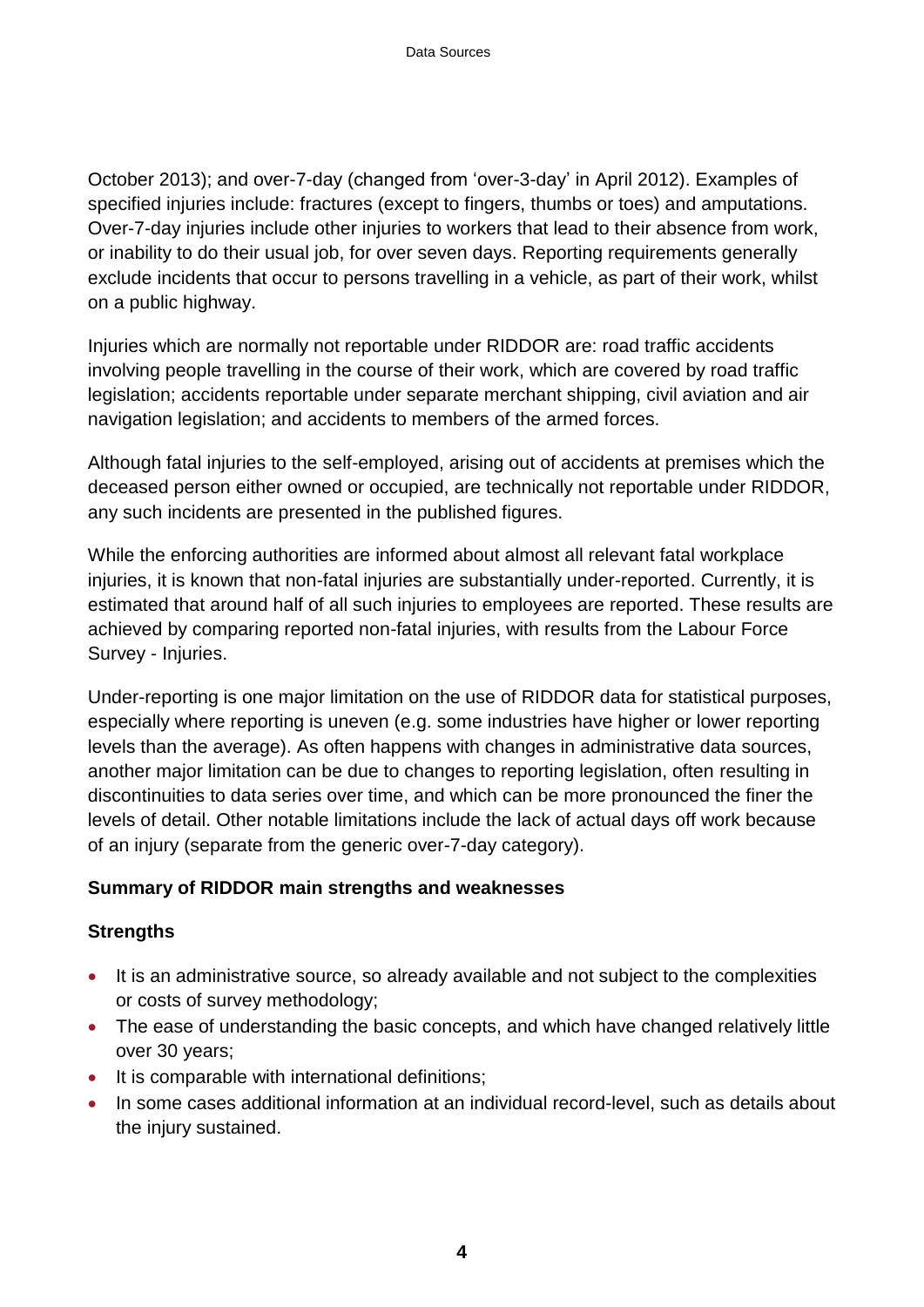October 2013); and over-7-day (changed from 'over-3-day' in April 2012). Examples of specified injuries include: fractures (except to fingers, thumbs or toes) and amputations. Over-7-day injuries include other injuries to workers that lead to their absence from work, or inability to do their usual job, for over seven days. Reporting requirements generally exclude incidents that occur to persons travelling in a vehicle, as part of their work, whilst on a public highway.

Injuries which are normally not reportable under RIDDOR are: road traffic accidents involving people travelling in the course of their work, which are covered by road traffic legislation; accidents reportable under separate merchant shipping, civil aviation and air navigation legislation; and accidents to members of the armed forces.

Although fatal injuries to the self-employed, arising out of accidents at premises which the deceased person either owned or occupied, are technically not reportable under RIDDOR, any such incidents are presented in the published figures.

While the enforcing authorities are informed about almost all relevant fatal workplace injuries, it is known that non-fatal injuries are substantially under-reported. Currently, it is estimated that around half of all such injuries to employees are reported. These results are achieved by comparing reported non-fatal injuries, with results from the Labour Force Survey - Injuries.

Under-reporting is one major limitation on the use of RIDDOR data for statistical purposes, especially where reporting is uneven (e.g. some industries have higher or lower reporting levels than the average). As often happens with changes in administrative data sources, another major limitation can be due to changes to reporting legislation, often resulting in discontinuities to data series over time, and which can be more pronounced the finer the levels of detail. Other notable limitations include the lack of actual days off work because of an injury (separate from the generic over-7-day category).

**Summary of RIDDOR main strengths and weaknesses**

**Strengths**

- It is an administrative source, so already available and not subject to the complexities or costs of survey methodology;
- The ease of understanding the basic concepts, and which have changed relatively little over 30 years;
- It is comparable with international definitions;
- In some cases additional information at an individual record-level, such as details about the injury sustained.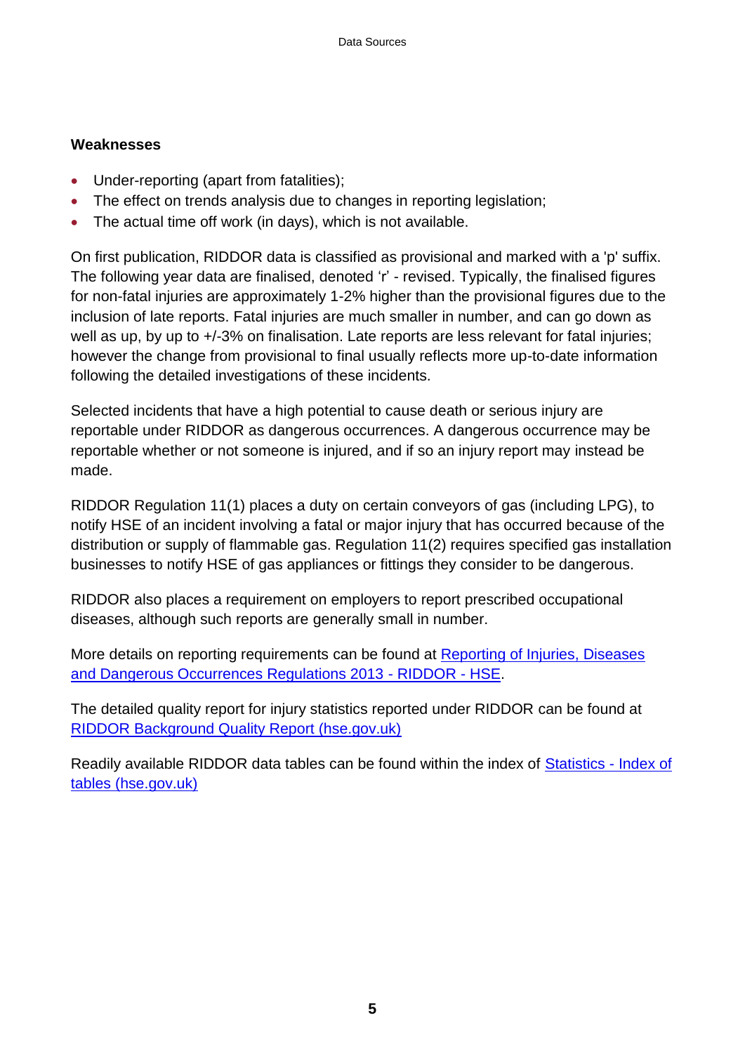**Weaknesses**

- Under-reporting (apart from fatalities);
- The effect on trends analysis due to changes in reporting legislation;
- The actual time off work (in days), which is not available.

On first publication, RIDDOR data is classified as provisional and marked with a 'p' suffix. The following year data are finalised, denoted 'r' - revised. Typically, the finalised figures for non-fatal injuries are approximately 1-2% higher than the provisional figures due to the inclusion of late reports. Fatal injuries are much smaller in number, and can go down as well as up, by up to +/-3% on finalisation. Late reports are less relevant for fatal injuries; however the change from provisional to final usually reflects more up-to-date information following the detailed investigations of these incidents.

Selected incidents that have a high potential to cause death or serious injury are reportable under RIDDOR as dangerous occurrences. A dangerous occurrence may be reportable whether or not someone is injured, and if so an injury report may instead be made.

RIDDOR Regulation 11(1) places a duty on certain conveyors of gas (including LPG), to notify HSE of an incident involving a fatal or major injury that has occurred because of the distribution or supply of flammable gas. Regulation 11(2) requires specified gas installation businesses to notify HSE of gas appliances or fittings they consider to be dangerous.

RIDDOR also places a requirement on employers to report prescribed occupational diseases, although such reports are generally small in number.

More details on reporting requirements can be found at Reporting of Injuries, Diseases and Dangerous Occurrences Regulations 2013 - RIDDOR - HSE.

The detailed quality report for injury statistics reported under RIDDOR can be found at RIDDOR Background Quality Report (hse.gov.uk)

Readily available RIDDOR data tables can be found within the index of Statistics - Index of tables (hse.gov.uk)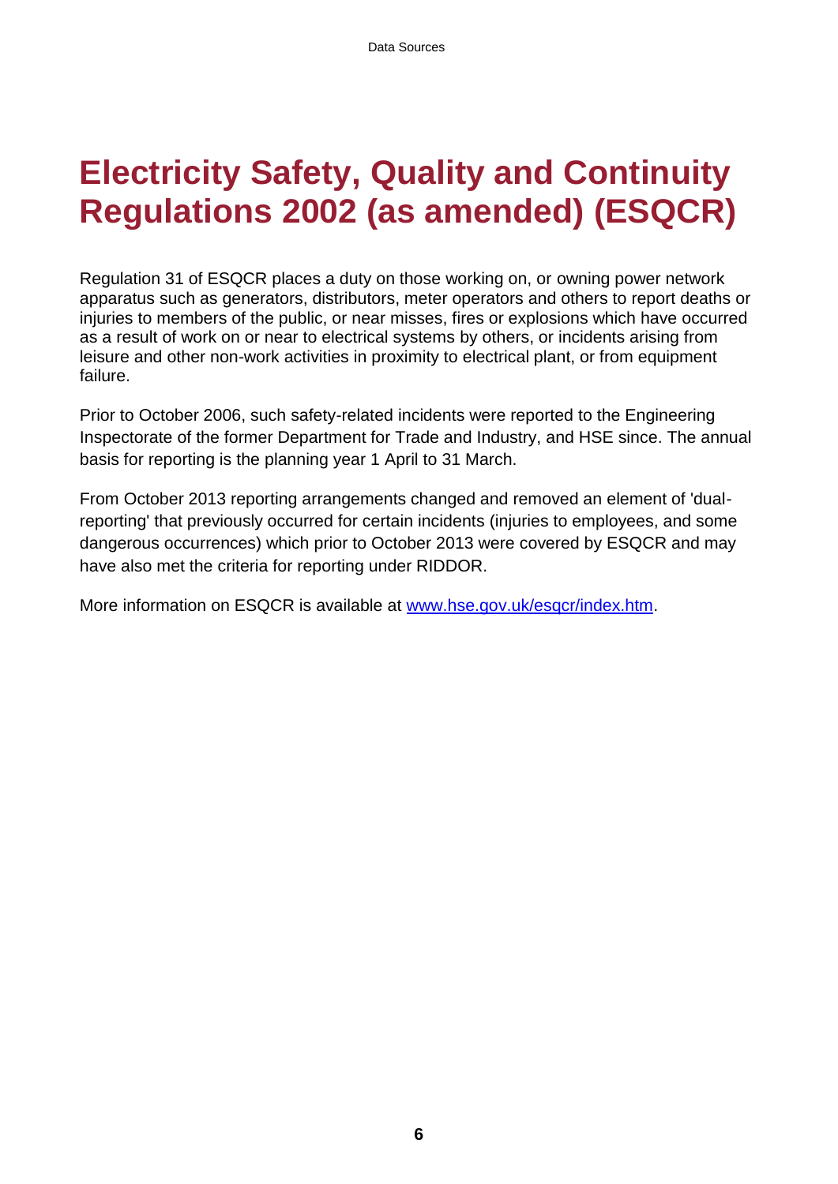# Electricity Safety, Quality and Continuity Regulations 2002 (as amended) (ESQCR)

Regulation 31 of ESQCR places a duty on those working on, or owning power network apparatus such as generators, distributors, meter operators and others to report deaths or injuries to members of the public, or near misses, fires or explosions which have occurred as a result of work on or near to electrical systems by others, or incidents arising from leisure and other non-work activities in proximity to electrical plant, or from equipment failure.

Prior to October 2006, such safety-related incidents were reported to the Engineering Inspectorate of the former Department for Trade and Industry, and HSE since. The annual basis for reporting is the planning year 1 April to 31 March.

From October 2013 reporting arrangements changed and removed an element of 'dual-reporting' that previously occurred for certain incidents (injuries to employees, and some dangerous occurrences) which prior to October 2013 were covered by ESQCR and may have also met the criteria for reporting under RIDDOR.

More information on ESQCR is available at [www.hse.gov.uk/esqcr/index.htm](http://www.hse.gov.uk/esqcr/index.htm).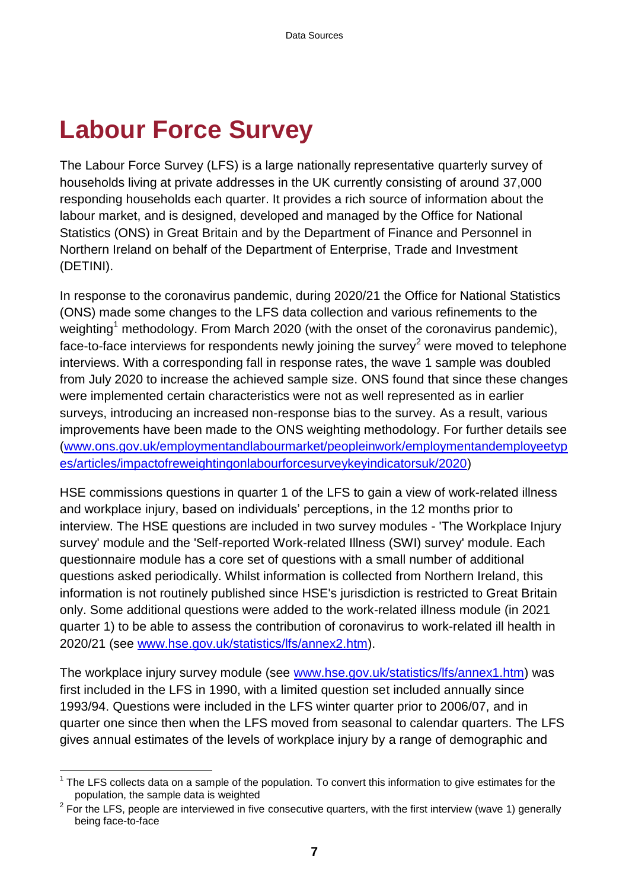# Labour Force Survey

The Labour Force Survey (LFS) is a large nationally representative quarterly survey of households living at private addresses in the UK currently consisting of around 37,000 responding households each quarter. It provides a rich source of information about the labour market, and is designed, developed and managed by the Office for National Statistics (ONS) in Great Britain and by the Department of Finance and Personnel in Northern Ireland on behalf of the Department of Enterprise, Trade and Investment (DETINI).

In response to the coronavirus pandemic, during 2020/21 the Office for National Statistics (ONS) made some changes to the LFS data collection and various refinements to the weighting[1] methodology. From March 2020 (with the onset of the coronavirus pandemic), face-to-face interviews for respondents newly joining the survey[2] were moved to telephone interviews. With a corresponding fall in response rates, the wave 1 sample was doubled from July 2020 to increase the achieved sample size. ONS found that since these changes were implemented certain characteristics were not as well represented as in earlier surveys, introducing an increased non-response bias to the survey. As a result, various improvements have been made to the ONS weighting methodology. For further details see (www.ons.gov.uk/employmentandlabourmarket/peopleinwork/employmentandemployeetypes/articles/impactofreweightingonlabourforcesurveykeyindicatorsuk/2020)

HSE commissions questions in quarter 1 of the LFS to gain a view of work-related illness and workplace injury, based on individuals' perceptions, in the 12 months prior to interview. The HSE questions are included in two survey modules - 'The Workplace Injury survey' module and the 'Self-reported Work-related Illness (SWI) survey' module. Each questionnaire module has a core set of questions with a small number of additional questions asked periodically. Whilst information is collected from Northern Ireland, this information is not routinely published since HSE's jurisdiction is restricted to Great Britain only. Some additional questions were added to the work-related illness module (in 2021 quarter 1) to be able to assess the contribution of coronavirus to work-related ill health in 2020/21 (see www.hse.gov.uk/statistics/lfs/annex2.htm).

The workplace injury survey module (see www.hse.gov.uk/statistics/lfs/annex1.htm) was first included in the LFS in 1990, with a limited question set included annually since 1993/94. Questions were included in the LFS winter quarter prior to 2006/07, and in quarter one since then when the LFS moved from seasonal to calendar quarters. The LFS gives annual estimates of the levels of workplace injury by a range of demographic and

---

[1] The LFS collects data on a sample of the population. To convert this information to give estimates for the population, the sample data is weighted

[2] For the LFS, people are interviewed in five consecutive quarters, with the first interview (wave 1) generally being face-to-face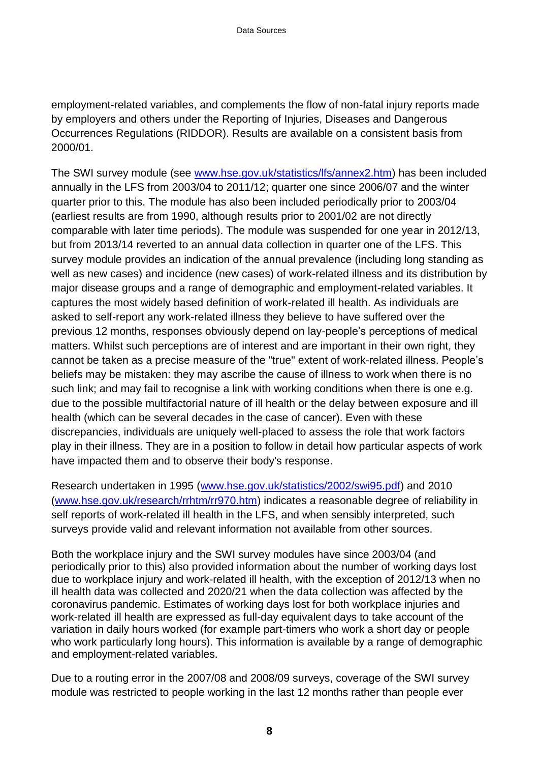employment-related variables, and complements the flow of non-fatal injury reports made by employers and others under the Reporting of Injuries, Diseases and Dangerous Occurrences Regulations (RIDDOR). Results are available on a consistent basis from 2000/01.

The SWI survey module (see [www.hse.gov.uk/statistics/lfs/annex2.htm](www.hse.gov.uk/statistics/lfs/annex2.htm)) has been included annually in the LFS from 2003/04 to 2011/12; quarter one since 2006/07 and the winter quarter prior to this. The module has also been included periodically prior to 2003/04 (earliest results are from 1990, although results prior to 2001/02 are not directly comparable with later time periods). The module was suspended for one year in 2012/13, but from 2013/14 reverted to an annual data collection in quarter one of the LFS. This survey module provides an indication of the annual prevalence (including long standing as well as new cases) and incidence (new cases) of work-related illness and its distribution by major disease groups and a range of demographic and employment-related variables. It captures the most widely based definition of work-related ill health. As individuals are asked to self-report any work-related illness they believe to have suffered over the previous 12 months, responses obviously depend on lay-people's perceptions of medical matters. Whilst such perceptions are of interest and are important in their own right, they cannot be taken as a precise measure of the "true" extent of work-related illness. People's beliefs may be mistaken: they may ascribe the cause of illness to work when there is no such link; and may fail to recognise a link with working conditions when there is one e.g. due to the possible multifactorial nature of ill health or the delay between exposure and ill health (which can be several decades in the case of cancer). Even with these discrepancies, individuals are uniquely well-placed to assess the role that work factors play in their illness. They are in a position to follow in detail how particular aspects of work have impacted them and to observe their body's response.

Research undertaken in 1995 ([www.hse.gov.uk/statistics/2002/swi95.pdf](www.hse.gov.uk/statistics/2002/swi95.pdf)) and 2010 ([www.hse.gov.uk/research/rrhtm/rr970.htm](www.hse.gov.uk/research/rrhtm/rr970.htm)) indicates a reasonable degree of reliability in self reports of work-related ill health in the LFS, and when sensibly interpreted, such surveys provide valid and relevant information not available from other sources.

Both the workplace injury and the SWI survey modules have since 2003/04 (and periodically prior to this) also provided information about the number of working days lost due to workplace injury and work-related ill health, with the exception of 2012/13 when no ill health data was collected and 2020/21 when the data collection was affected by the coronavirus pandemic. Estimates of working days lost for both workplace injuries and work-related ill health are expressed as full-day equivalent days to take account of the variation in daily hours worked (for example part-timers who work a short day or people who work particularly long hours). This information is available by a range of demographic and employment-related variables.

Due to a routing error in the 2007/08 and 2008/09 surveys, coverage of the SWI survey module was restricted to people working in the last 12 months rather than people ever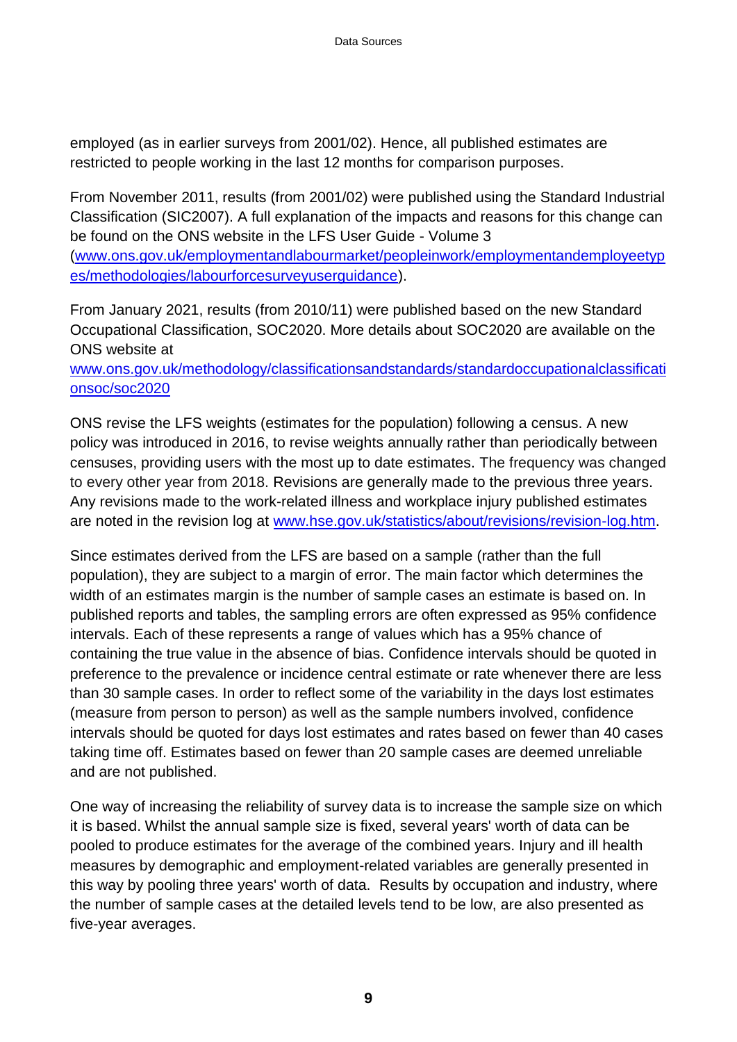employed (as in earlier surveys from 2001/02). Hence, all published estimates are restricted to people working in the last 12 months for comparison purposes.

From November 2011, results (from 2001/02) were published using the Standard Industrial Classification (SIC2007). A full explanation of the impacts and reasons for this change can be found on the ONS website in the LFS User Guide - Volume 3 ([www.ons.gov.uk/employmentandlabourmarket/peopleinwork/employmentandemployeetypes/methodologies/labourforcesurveyuserguidance](www.ons.gov.uk/employmentandlabourmarket/peopleinwork/employmentandemployeetypes/methodologies/labourforcesurveyuserguidance)).

From January 2021, results (from 2010/11) were published based on the new Standard Occupational Classification, SOC2020. More details about SOC2020 are available on the ONS website at [www.ons.gov.uk/methodology/classificationsandstandards/standardoccupationalclassificationsoc/soc2020](www.ons.gov.uk/methodology/classificationsandstandards/standardoccupationalclassificationsoc/soc2020)

ONS revise the LFS weights (estimates for the population) following a census. A new policy was introduced in 2016, to revise weights annually rather than periodically between censuses, providing users with the most up to date estimates. The frequency was changed to every other year from 2018. Revisions are generally made to the previous three years. Any revisions made to the work-related illness and workplace injury published estimates are noted in the revision log at [www.hse.gov.uk/statistics/about/revisions/revision-log.htm](www.hse.gov.uk/statistics/about/revisions/revision-log.htm).

Since estimates derived from the LFS are based on a sample (rather than the full population), they are subject to a margin of error. The main factor which determines the width of an estimates margin is the number of sample cases an estimate is based on. In published reports and tables, the sampling errors are often expressed as 95% confidence intervals. Each of these represents a range of values which has a 95% chance of containing the true value in the absence of bias. Confidence intervals should be quoted in preference to the prevalence or incidence central estimate or rate whenever there are less than 30 sample cases. In order to reflect some of the variability in the days lost estimates (measure from person to person) as well as the sample numbers involved, confidence intervals should be quoted for days lost estimates and rates based on fewer than 40 cases taking time off. Estimates based on fewer than 20 sample cases are deemed unreliable and are not published.

One way of increasing the reliability of survey data is to increase the sample size on which it is based. Whilst the annual sample size is fixed, several years' worth of data can be pooled to produce estimates for the average of the combined years. Injury and ill health measures by demographic and employment-related variables are generally presented in this way by pooling three years' worth of data. Results by occupation and industry, where the number of sample cases at the detailed levels tend to be low, are also presented as five-year averages.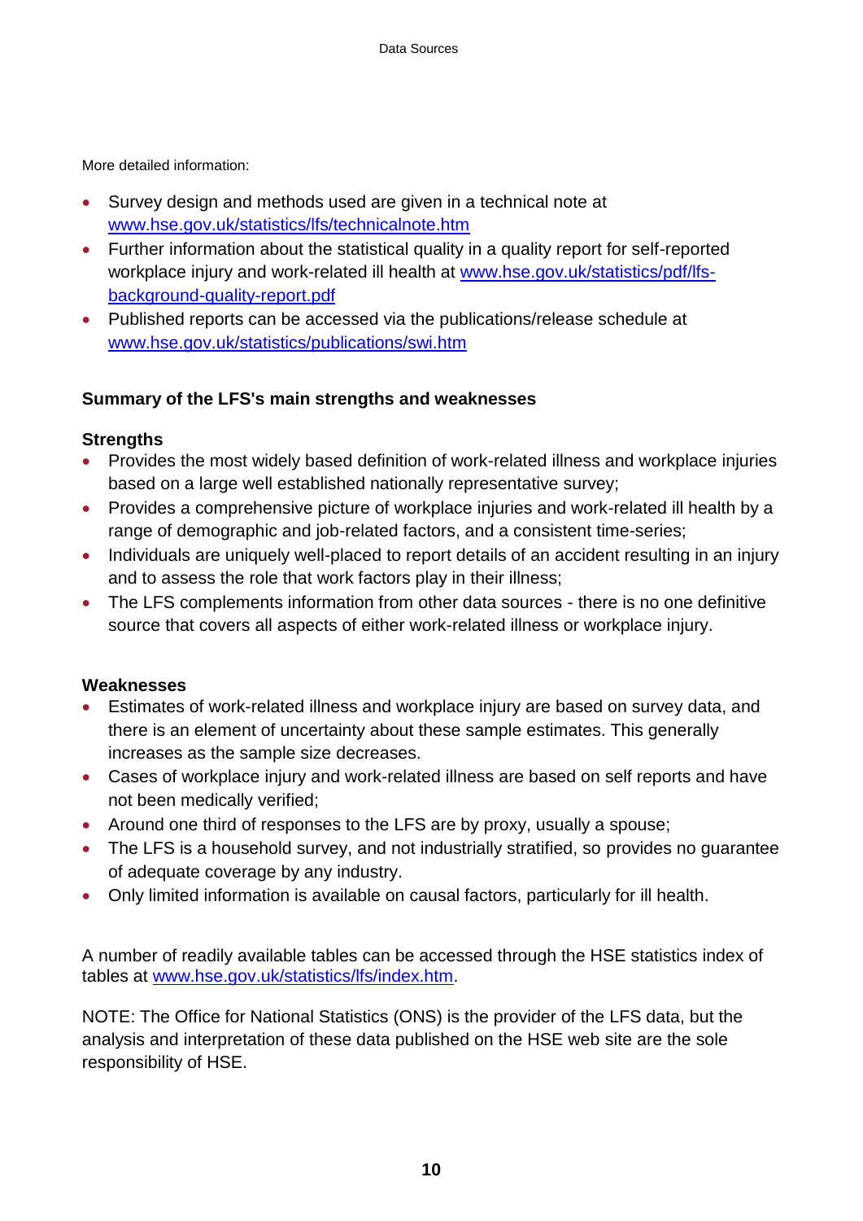More detailed information:

- Survey design and methods used are given in a technical note at [www.hse.gov.uk/statistics/lfs/technicalnote.htm](http://www.hse.gov.uk/statistics/lfs/technicalnote.htm)
- Further information about the statistical quality in a quality report for self-reported workplace injury and work-related ill health at [www.hse.gov.uk/statistics/pdf/lfs-background-quality-report.pdf](http://www.hse.gov.uk/statistics/pdf/lfs-background-quality-report.pdf)
- Published reports can be accessed via the publications/release schedule at [www.hse.gov.uk/statistics/publications/swi.htm](http://www.hse.gov.uk/statistics/publications/swi.htm)

### Summary of the LFS's main strengths and weaknesses

#### Strengths

- Provides the most widely based definition of work-related illness and workplace injuries based on a large well established nationally representative survey;
- Provides a comprehensive picture of workplace injuries and work-related ill health by a range of demographic and job-related factors, and a consistent time-series;
- Individuals are uniquely well-placed to report details of an accident resulting in an injury and to assess the role that work factors play in their illness;
- The LFS complements information from other data sources - there is no one definitive source that covers all aspects of either work-related illness or workplace injury.

#### Weaknesses

- Estimates of work-related illness and workplace injury are based on survey data, and there is an element of uncertainty about these sample estimates. This generally increases as the sample size decreases.
- Cases of workplace injury and work-related illness are based on self reports and have not been medically verified;
- Around one third of responses to the LFS are by proxy, usually a spouse;
- The LFS is a household survey, and not industrially stratified, so provides no guarantee of adequate coverage by any industry.
- Only limited information is available on causal factors, particularly for ill health.

A number of readily available tables can be accessed through the HSE statistics index of tables at [www.hse.gov.uk/statistics/lfs/index.htm](http://www.hse.gov.uk/statistics/lfs/index.htm).

NOTE: The Office for National Statistics (ONS) is the provider of the LFS data, but the analysis and interpretation of these data published on the HSE web site are the sole responsibility of HSE.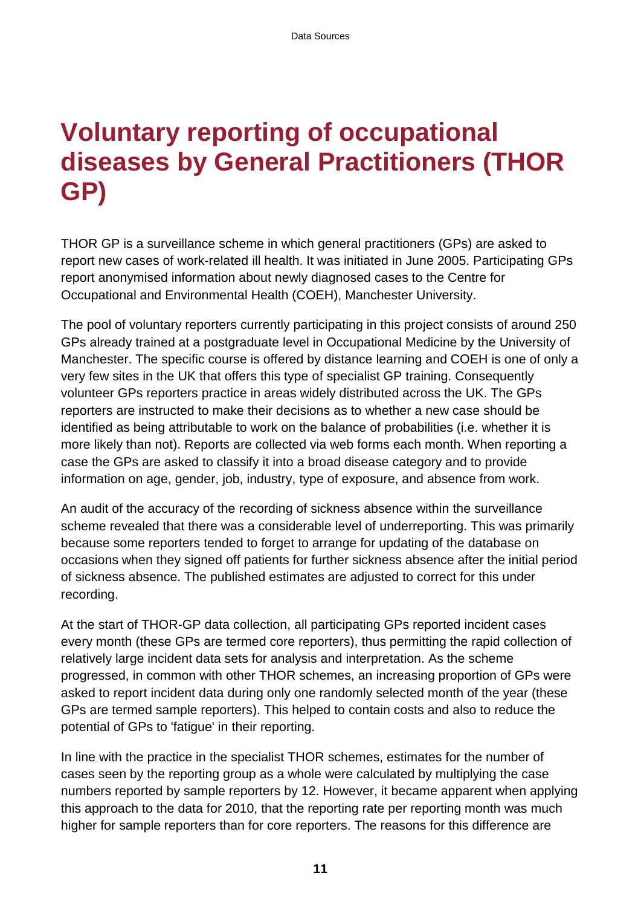# Voluntary reporting of occupational diseases by General Practitioners (THOR GP)

THOR GP is a surveillance scheme in which general practitioners (GPs) are asked to report new cases of work-related ill health. It was initiated in June 2005. Participating GPs report anonymised information about newly diagnosed cases to the Centre for Occupational and Environmental Health (COEH), Manchester University.

The pool of voluntary reporters currently participating in this project consists of around 250 GPs already trained at a postgraduate level in Occupational Medicine by the University of Manchester. The specific course is offered by distance learning and COEH is one of only a very few sites in the UK that offers this type of specialist GP training. Consequently volunteer GPs reporters practice in areas widely distributed across the UK. The GPs reporters are instructed to make their decisions as to whether a new case should be identified as being attributable to work on the balance of probabilities (i.e. whether it is more likely than not). Reports are collected via web forms each month. When reporting a case the GPs are asked to classify it into a broad disease category and to provide information on age, gender, job, industry, type of exposure, and absence from work.

An audit of the accuracy of the recording of sickness absence within the surveillance scheme revealed that there was a considerable level of underreporting. This was primarily because some reporters tended to forget to arrange for updating of the database on occasions when they signed off patients for further sickness absence after the initial period of sickness absence. The published estimates are adjusted to correct for this under recording.

At the start of THOR-GP data collection, all participating GPs reported incident cases every month (these GPs are termed core reporters), thus permitting the rapid collection of relatively large incident data sets for analysis and interpretation. As the scheme progressed, in common with other THOR schemes, an increasing proportion of GPs were asked to report incident data during only one randomly selected month of the year (these GPs are termed sample reporters). This helped to contain costs and also to reduce the potential of GPs to 'fatigue' in their reporting.

In line with the practice in the specialist THOR schemes, estimates for the number of cases seen by the reporting group as a whole were calculated by multiplying the case numbers reported by sample reporters by 12. However, it became apparent when applying this approach to the data for 2010, that the reporting rate per reporting month was much higher for sample reporters than for core reporters. The reasons for this difference are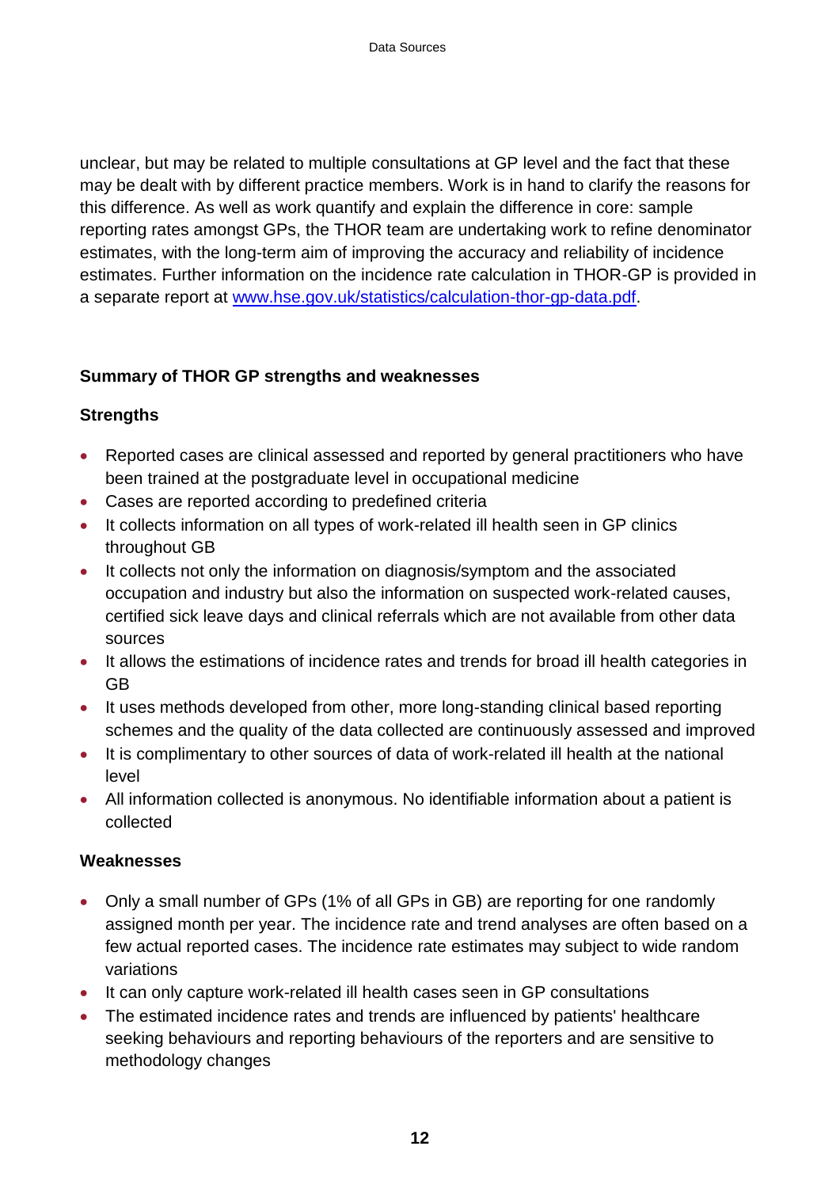unclear, but may be related to multiple consultations at GP level and the fact that these may be dealt with by different practice members. Work is in hand to clarify the reasons for this difference. As well as work quantify and explain the difference in core: sample reporting rates amongst GPs, the THOR team are undertaking work to refine denominator estimates, with the long-term aim of improving the accuracy and reliability of incidence estimates. Further information on the incidence rate calculation in THOR-GP is provided in a separate report at [www.hse.gov.uk/statistics/calculation-thor-gp-data.pdf](www.hse.gov.uk/statistics/calculation-thor-gp-data.pdf).

### Summary of THOR GP strengths and weaknesses

#### Strengths

- Reported cases are clinical assessed and reported by general practitioners who have been trained at the postgraduate level in occupational medicine
- Cases are reported according to predefined criteria
- It collects information on all types of work-related ill health seen in GP clinics throughout GB
- It collects not only the information on diagnosis/symptom and the associated occupation and industry but also the information on suspected work-related causes, certified sick leave days and clinical referrals which are not available from other data sources
- It allows the estimations of incidence rates and trends for broad ill health categories in GB
- It uses methods developed from other, more long-standing clinical based reporting schemes and the quality of the data collected are continuously assessed and improved
- It is complimentary to other sources of data of work-related ill health at the national level
- All information collected is anonymous. No identifiable information about a patient is collected

#### Weaknesses

- Only a small number of GPs (1% of all GPs in GB) are reporting for one randomly assigned month per year. The incidence rate and trend analyses are often based on a few actual reported cases. The incidence rate estimates may subject to wide random variations
- It can only capture work-related ill health cases seen in GP consultations
- The estimated incidence rates and trends are influenced by patients' healthcare seeking behaviours and reporting behaviours of the reporters and are sensitive to methodology changes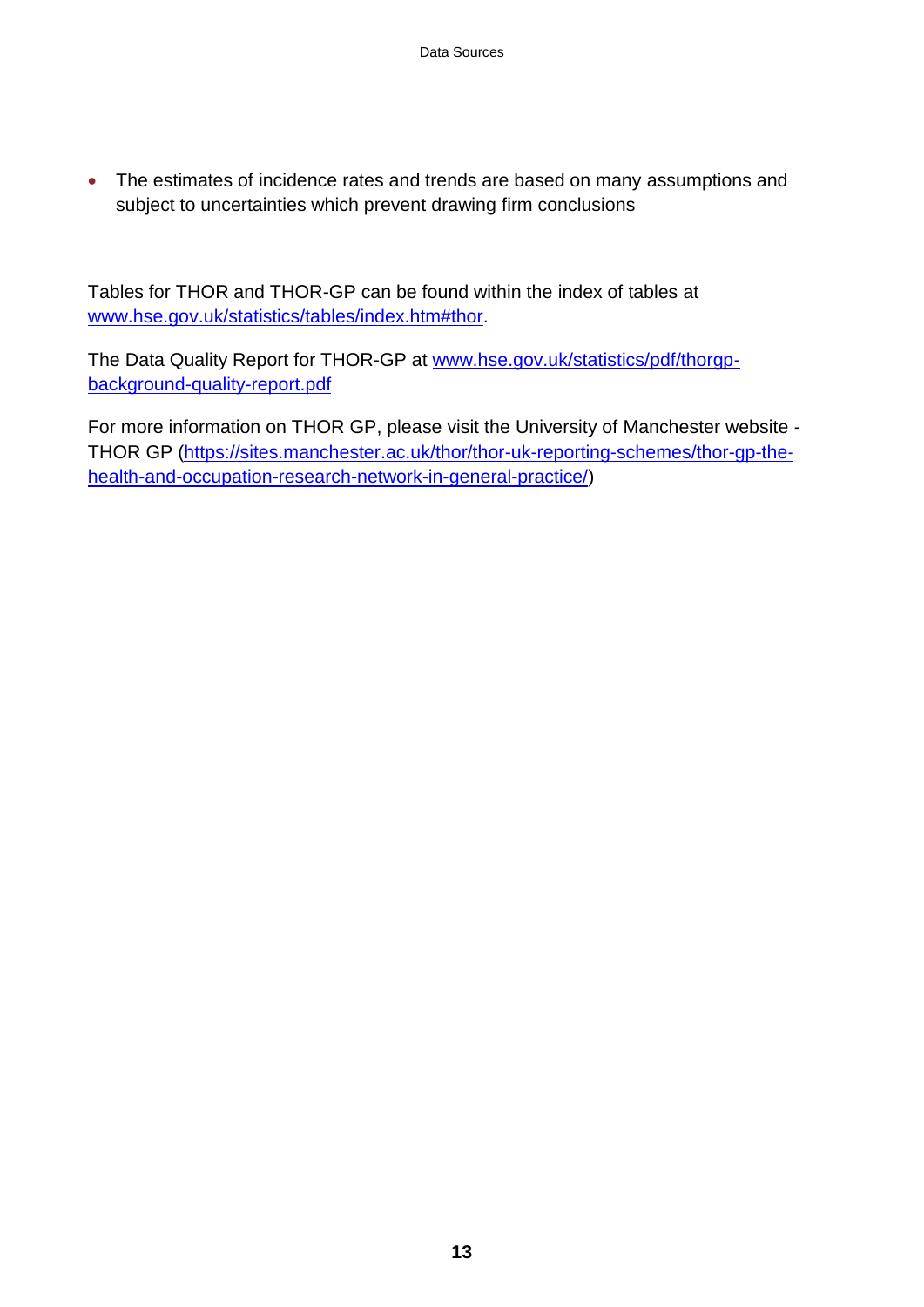- The estimates of incidence rates and trends are based on many assumptions and subject to uncertainties which prevent drawing firm conclusions

Tables for THOR and THOR-GP can be found within the index of tables at [www.hse.gov.uk/statistics/tables/index.htm#thor](www.hse.gov.uk/statistics/tables/index.htm#thor).

The Data Quality Report for THOR-GP at [www.hse.gov.uk/statistics/pdf/thorgp-background-quality-report.pdf](www.hse.gov.uk/statistics/pdf/thorgp-background-quality-report.pdf)

For more information on THOR GP, please visit the University of Manchester website - THOR GP ([https://sites.manchester.ac.uk/thor/thor-uk-reporting-schemes/thor-gp-the-health-and-occupation-research-network-in-general-practice/](https://sites.manchester.ac.uk/thor/thor-uk-reporting-schemes/thor-gp-the-health-and-occupation-research-network-in-general-practice/))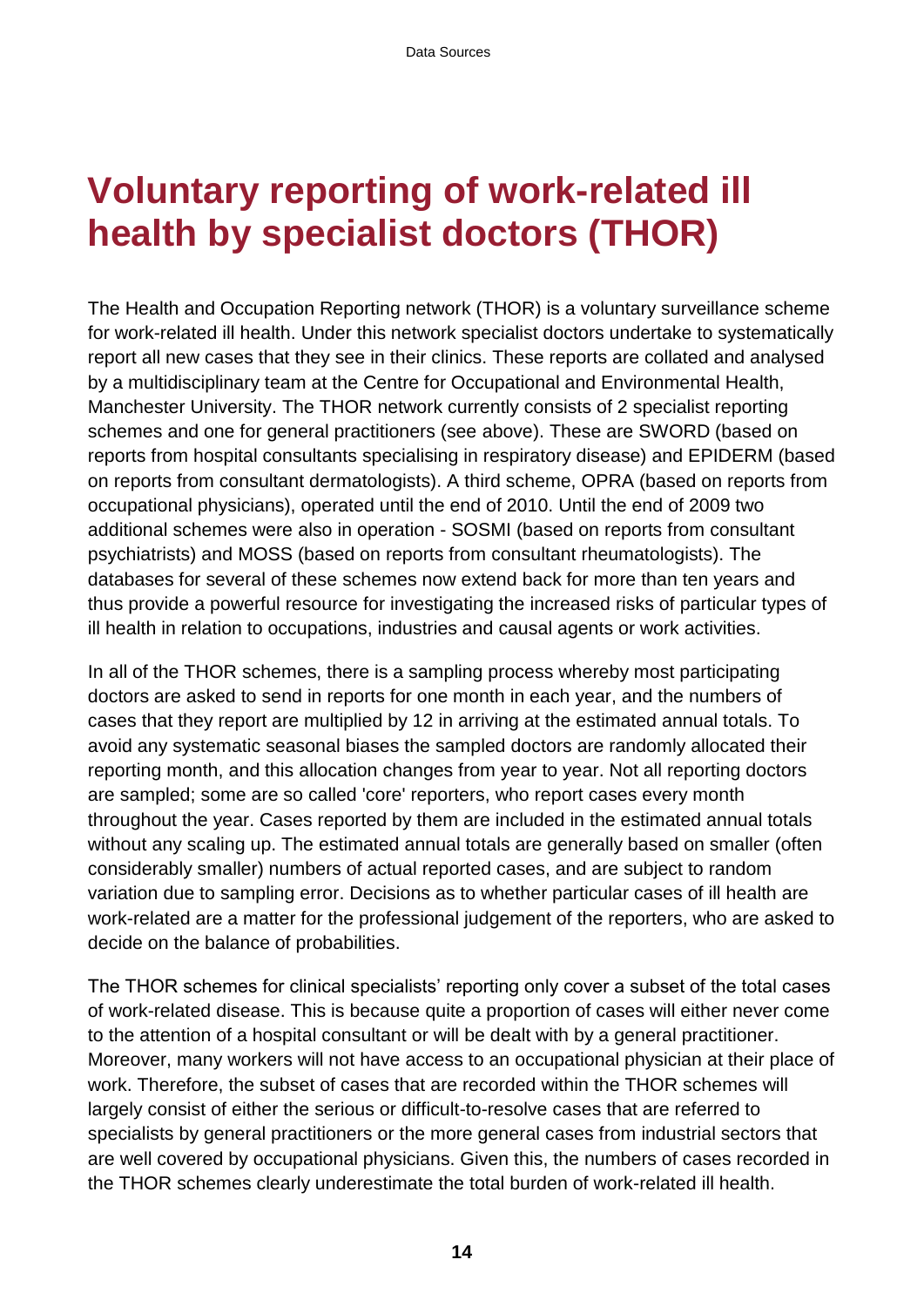# Voluntary reporting of work-related ill health by specialist doctors (THOR)

The Health and Occupation Reporting network (THOR) is a voluntary surveillance scheme for work-related ill health. Under this network specialist doctors undertake to systematically report all new cases that they see in their clinics. These reports are collated and analysed by a multidisciplinary team at the Centre for Occupational and Environmental Health, Manchester University. The THOR network currently consists of 2 specialist reporting schemes and one for general practitioners (see above). These are SWORD (based on reports from hospital consultants specialising in respiratory disease) and EPIDERM (based on reports from consultant dermatologists). A third scheme, OPRA (based on reports from occupational physicians), operated until the end of 2010. Until the end of 2009 two additional schemes were also in operation - SOSMI (based on reports from consultant psychiatrists) and MOSS (based on reports from consultant rheumatologists). The databases for several of these schemes now extend back for more than ten years and thus provide a powerful resource for investigating the increased risks of particular types of ill health in relation to occupations, industries and causal agents or work activities.

In all of the THOR schemes, there is a sampling process whereby most participating doctors are asked to send in reports for one month in each year, and the numbers of cases that they report are multiplied by 12 in arriving at the estimated annual totals. To avoid any systematic seasonal biases the sampled doctors are randomly allocated their reporting month, and this allocation changes from year to year. Not all reporting doctors are sampled; some are so called 'core' reporters, who report cases every month throughout the year. Cases reported by them are included in the estimated annual totals without any scaling up. The estimated annual totals are generally based on smaller (often considerably smaller) numbers of actual reported cases, and are subject to random variation due to sampling error. Decisions as to whether particular cases of ill health are work-related are a matter for the professional judgement of the reporters, who are asked to decide on the balance of probabilities.

The THOR schemes for clinical specialists' reporting only cover a subset of the total cases of work-related disease. This is because quite a proportion of cases will either never come to the attention of a hospital consultant or will be dealt with by a general practitioner. Moreover, many workers will not have access to an occupational physician at their place of work. Therefore, the subset of cases that are recorded within the THOR schemes will largely consist of either the serious or difficult-to-resolve cases that are referred to specialists by general practitioners or the more general cases from industrial sectors that are well covered by occupational physicians. Given this, the numbers of cases recorded in the THOR schemes clearly underestimate the total burden of work-related ill health.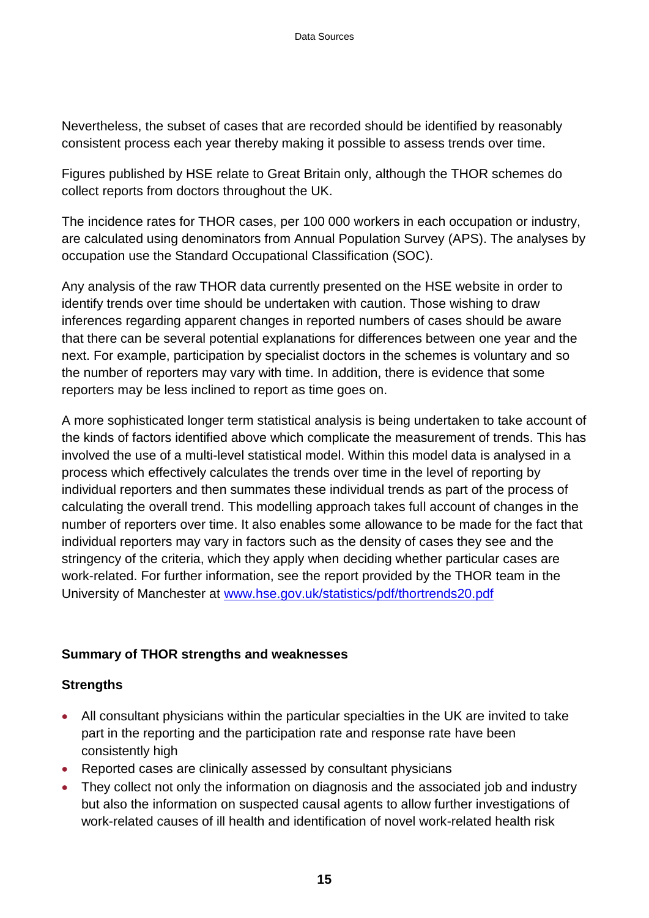Nevertheless, the subset of cases that are recorded should be identified by reasonably consistent process each year thereby making it possible to assess trends over time.

Figures published by HSE relate to Great Britain only, although the THOR schemes do collect reports from doctors throughout the UK.

The incidence rates for THOR cases, per 100 000 workers in each occupation or industry, are calculated using denominators from Annual Population Survey (APS). The analyses by occupation use the Standard Occupational Classification (SOC).

Any analysis of the raw THOR data currently presented on the HSE website in order to identify trends over time should be undertaken with caution. Those wishing to draw inferences regarding apparent changes in reported numbers of cases should be aware that there can be several potential explanations for differences between one year and the next. For example, participation by specialist doctors in the schemes is voluntary and so the number of reporters may vary with time. In addition, there is evidence that some reporters may be less inclined to report as time goes on.

A more sophisticated longer term statistical analysis is being undertaken to take account of the kinds of factors identified above which complicate the measurement of trends. This has involved the use of a multi-level statistical model. Within this model data is analysed in a process which effectively calculates the trends over time in the level of reporting by individual reporters and then summates these individual trends as part of the process of calculating the overall trend. This modelling approach takes full account of changes in the number of reporters over time. It also enables some allowance to be made for the fact that individual reporters may vary in factors such as the density of cases they see and the stringency of the criteria, which they apply when deciding whether particular cases are work-related. For further information, see the report provided by the THOR team in the University of Manchester at [www.hse.gov.uk/statistics/pdf/thortrends20.pdf](www.hse.gov.uk/statistics/pdf/thortrends20.pdf)

**Summary of THOR strengths and weaknesses**

**Strengths**

- All consultant physicians within the particular specialties in the UK are invited to take part in the reporting and the participation rate and response rate have been consistently high
- Reported cases are clinically assessed by consultant physicians
- They collect not only the information on diagnosis and the associated job and industry but also the information on suspected causal agents to allow further investigations of work-related causes of ill health and identification of novel work-related health risk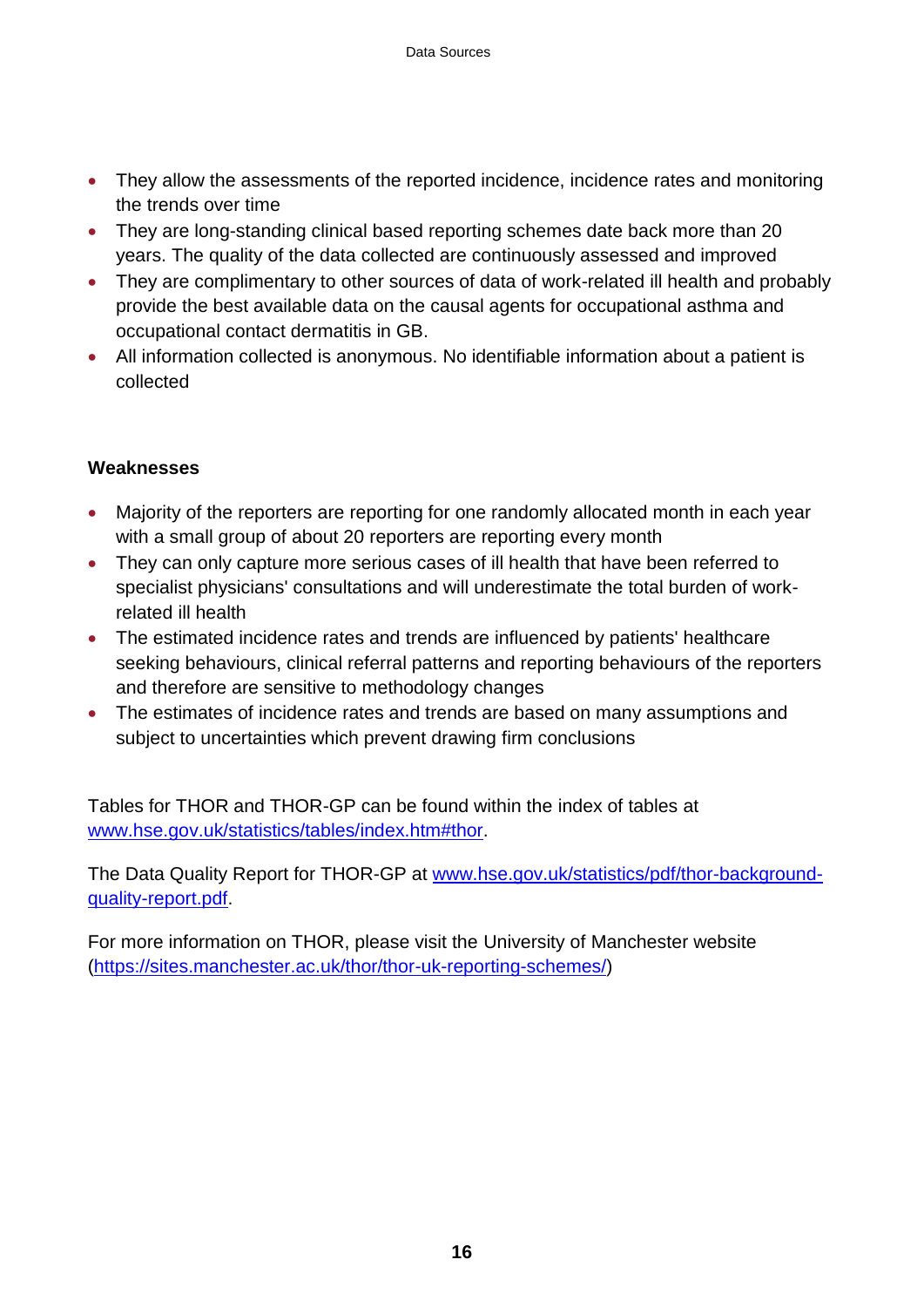- They allow the assessments of the reported incidence, incidence rates and monitoring the trends over time
- They are long-standing clinical based reporting schemes date back more than 20 years. The quality of the data collected are continuously assessed and improved
- They are complimentary to other sources of data of work-related ill health and probably provide the best available data on the causal agents for occupational asthma and occupational contact dermatitis in GB.
- All information collected is anonymous. No identifiable information about a patient is collected

**Weaknesses**

- Majority of the reporters are reporting for one randomly allocated month in each year with a small group of about 20 reporters are reporting every month
- They can only capture more serious cases of ill health that have been referred to specialist physicians' consultations and will underestimate the total burden of work-related ill health
- The estimated incidence rates and trends are influenced by patients' healthcare seeking behaviours, clinical referral patterns and reporting behaviours of the reporters and therefore are sensitive to methodology changes
- The estimates of incidence rates and trends are based on many assumptions and subject to uncertainties which prevent drawing firm conclusions

Tables for THOR and THOR-GP can be found within the index of tables at [www.hse.gov.uk/statistics/tables/index.htm#thor](www.hse.gov.uk/statistics/tables/index.htm#thor).

The Data Quality Report for THOR-GP at [www.hse.gov.uk/statistics/pdf/thor-background-quality-report.pdf](www.hse.gov.uk/statistics/pdf/thor-background-quality-report.pdf).

For more information on THOR, please visit the University of Manchester website ([https://sites.manchester.ac.uk/thor/thor-uk-reporting-schemes/](https://sites.manchester.ac.uk/thor/thor-uk-reporting-schemes/))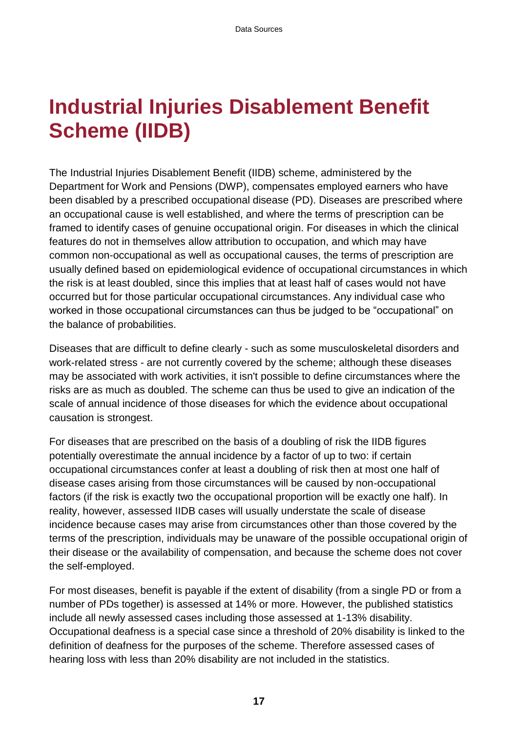# Industrial Injuries Disablement Benefit Scheme (IIDB)

The Industrial Injuries Disablement Benefit (IIDB) scheme, administered by the Department for Work and Pensions (DWP), compensates employed earners who have been disabled by a prescribed occupational disease (PD). Diseases are prescribed where an occupational cause is well established, and where the terms of prescription can be framed to identify cases of genuine occupational origin. For diseases in which the clinical features do not in themselves allow attribution to occupation, and which may have common non-occupational as well as occupational causes, the terms of prescription are usually defined based on epidemiological evidence of occupational circumstances in which the risk is at least doubled, since this implies that at least half of cases would not have occurred but for those particular occupational circumstances. Any individual case who worked in those occupational circumstances can thus be judged to be "occupational" on the balance of probabilities.

Diseases that are difficult to define clearly - such as some musculoskeletal disorders and work-related stress - are not currently covered by the scheme; although these diseases may be associated with work activities, it isn't possible to define circumstances where the risks are as much as doubled. The scheme can thus be used to give an indication of the scale of annual incidence of those diseases for which the evidence about occupational causation is strongest.

For diseases that are prescribed on the basis of a doubling of risk the IIDB figures potentially overestimate the annual incidence by a factor of up to two: if certain occupational circumstances confer at least a doubling of risk then at most one half of disease cases arising from those circumstances will be caused by non-occupational factors (if the risk is exactly two the occupational proportion will be exactly one half). In reality, however, assessed IIDB cases will usually understate the scale of disease incidence because cases may arise from circumstances other than those covered by the terms of the prescription, individuals may be unaware of the possible occupational origin of their disease or the availability of compensation, and because the scheme does not cover the self-employed.

For most diseases, benefit is payable if the extent of disability (from a single PD or from a number of PDs together) is assessed at 14% or more. However, the published statistics include all newly assessed cases including those assessed at 1-13% disability. Occupational deafness is a special case since a threshold of 20% disability is linked to the definition of deafness for the purposes of the scheme. Therefore assessed cases of hearing loss with less than 20% disability are not included in the statistics.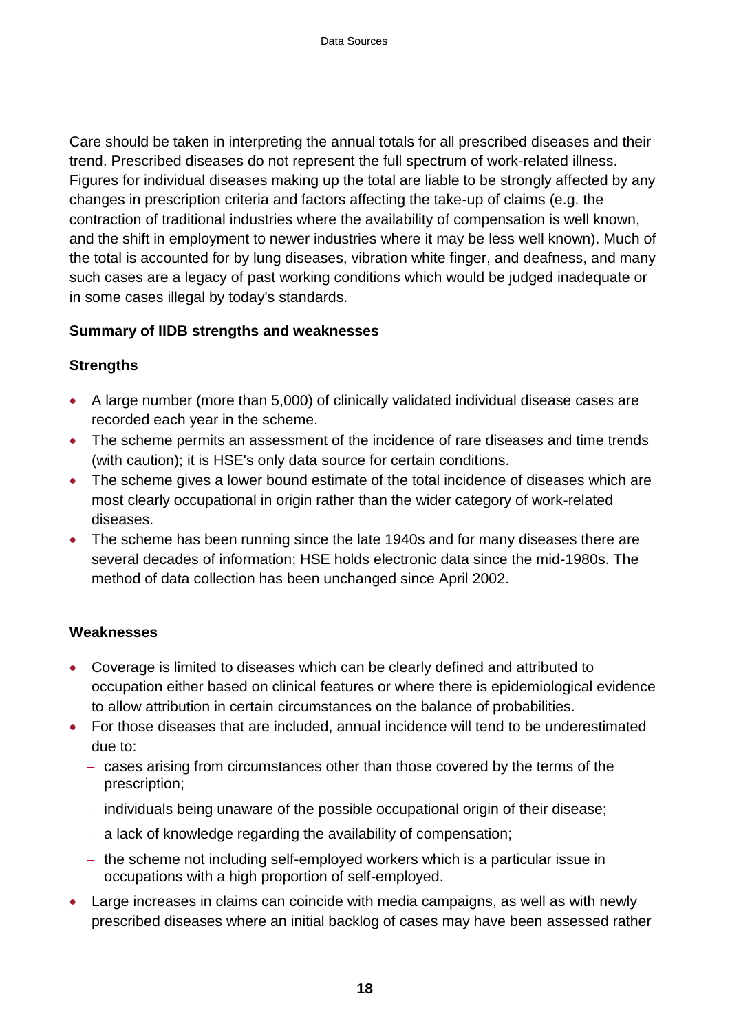Care should be taken in interpreting the annual totals for all prescribed diseases and their trend. Prescribed diseases do not represent the full spectrum of work-related illness. Figures for individual diseases making up the total are liable to be strongly affected by any changes in prescription criteria and factors affecting the take-up of claims (e.g. the contraction of traditional industries where the availability of compensation is well known, and the shift in employment to newer industries where it may be less well known). Much of the total is accounted for by lung diseases, vibration white finger, and deafness, and many such cases are a legacy of past working conditions which would be judged inadequate or in some cases illegal by today's standards.

**Summary of IIDB strengths and weaknesses**

**Strengths**

- A large number (more than 5,000) of clinically validated individual disease cases are recorded each year in the scheme.
- The scheme permits an assessment of the incidence of rare diseases and time trends (with caution); it is HSE's only data source for certain conditions.
- The scheme gives a lower bound estimate of the total incidence of diseases which are most clearly occupational in origin rather than the wider category of work-related diseases.
- The scheme has been running since the late 1940s and for many diseases there are several decades of information; HSE holds electronic data since the mid-1980s. The method of data collection has been unchanged since April 2002.

**Weaknesses**

- Coverage is limited to diseases which can be clearly defined and attributed to occupation either based on clinical features or where there is epidemiological evidence to allow attribution in certain circumstances on the balance of probabilities.
- For those diseases that are included, annual incidence will tend to be underestimated due to:
  - cases arising from circumstances other than those covered by the terms of the prescription;
  - individuals being unaware of the possible occupational origin of their disease;
  - a lack of knowledge regarding the availability of compensation;
  - the scheme not including self-employed workers which is a particular issue in occupations with a high proportion of self-employed.
- Large increases in claims can coincide with media campaigns, as well as with newly prescribed diseases where an initial backlog of cases may have been assessed rather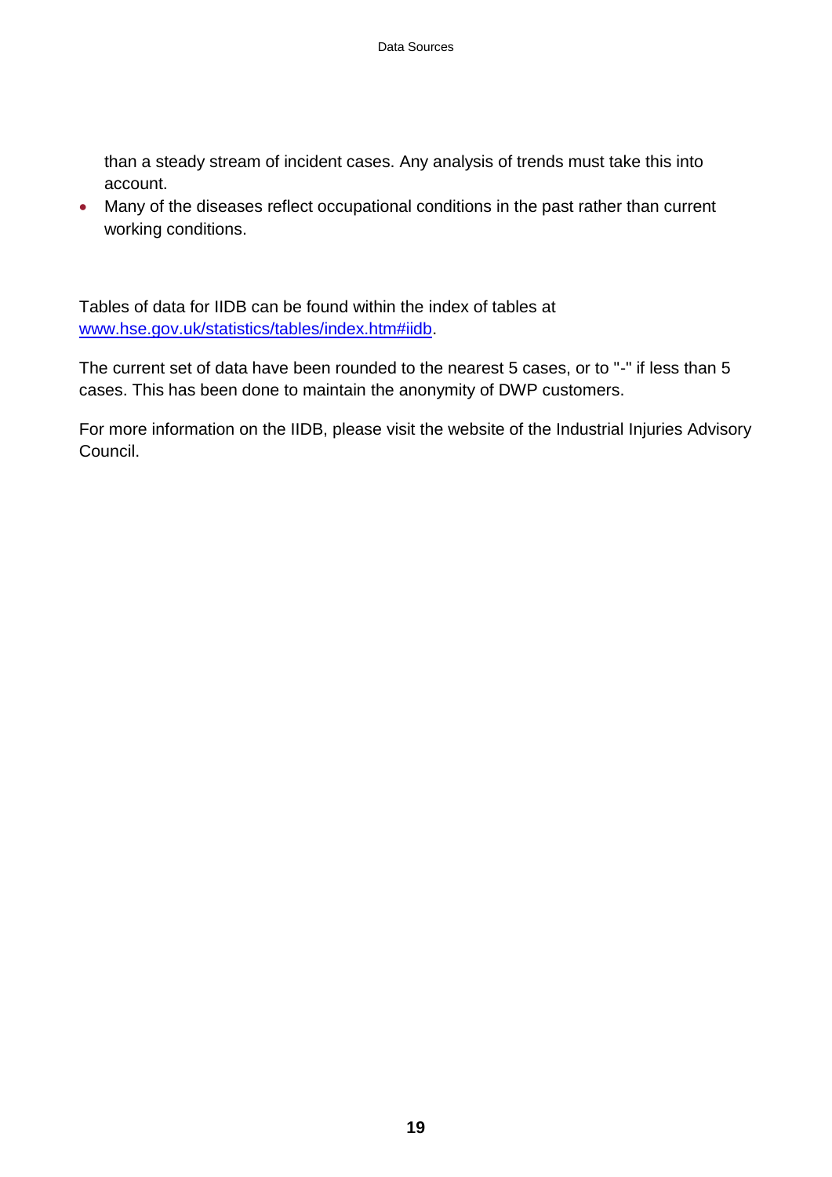than a steady stream of incident cases. Any analysis of trends must take this into account.

- Many of the diseases reflect occupational conditions in the past rather than current working conditions.

Tables of data for IIDB can be found within the index of tables at [www.hse.gov.uk/statistics/tables/index.htm#iidb](www.hse.gov.uk/statistics/tables/index.htm#iidb).

The current set of data have been rounded to the nearest 5 cases, or to "-" if less than 5 cases. This has been done to maintain the anonymity of DWP customers.

For more information on the IIDB, please visit the website of the Industrial Injuries Advisory Council.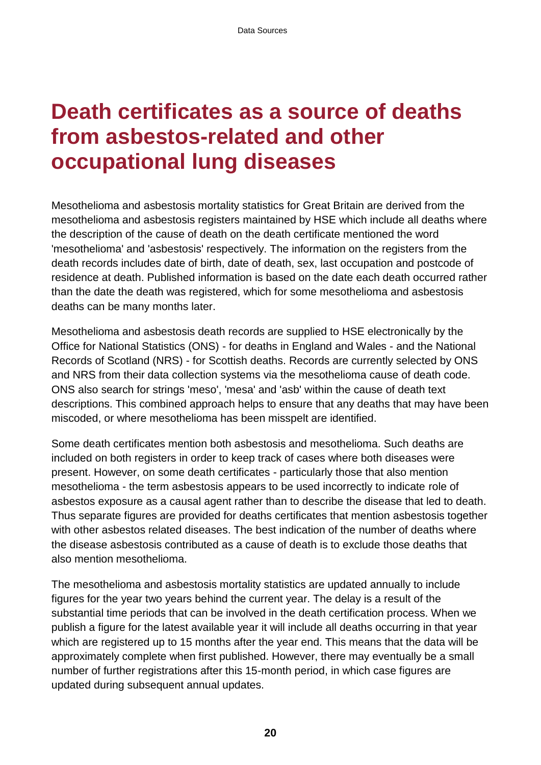# Death certificates as a source of deaths from asbestos-related and other occupational lung diseases

Mesothelioma and asbestosis mortality statistics for Great Britain are derived from the mesothelioma and asbestosis registers maintained by HSE which include all deaths where the description of the cause of death on the death certificate mentioned the word 'mesothelioma' and 'asbestosis' respectively. The information on the registers from the death records includes date of birth, date of death, sex, last occupation and postcode of residence at death. Published information is based on the date each death occurred rather than the date the death was registered, which for some mesothelioma and asbestosis deaths can be many months later.

Mesothelioma and asbestosis death records are supplied to HSE electronically by the Office for National Statistics (ONS) - for deaths in England and Wales - and the National Records of Scotland (NRS) - for Scottish deaths. Records are currently selected by ONS and NRS from their data collection systems via the mesothelioma cause of death code. ONS also search for strings 'meso', 'mesa' and 'asb' within the cause of death text descriptions. This combined approach helps to ensure that any deaths that may have been miscoded, or where mesothelioma has been misspelt are identified.

Some death certificates mention both asbestosis and mesothelioma. Such deaths are included on both registers in order to keep track of cases where both diseases were present. However, on some death certificates - particularly those that also mention mesothelioma - the term asbestosis appears to be used incorrectly to indicate role of asbestos exposure as a causal agent rather than to describe the disease that led to death. Thus separate figures are provided for deaths certificates that mention asbestosis together with other asbestos related diseases. The best indication of the number of deaths where the disease asbestosis contributed as a cause of death is to exclude those deaths that also mention mesothelioma.

The mesothelioma and asbestosis mortality statistics are updated annually to include figures for the year two years behind the current year. The delay is a result of the substantial time periods that can be involved in the death certification process. When we publish a figure for the latest available year it will include all deaths occurring in that year which are registered up to 15 months after the year end. This means that the data will be approximately complete when first published. However, there may eventually be a small number of further registrations after this 15-month period, in which case figures are updated during subsequent annual updates.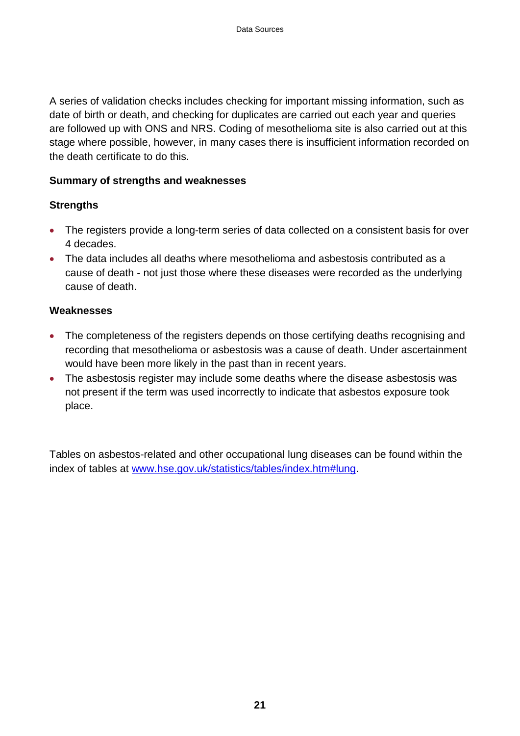A series of validation checks includes checking for important missing information, such as date of birth or death, and checking for duplicates are carried out each year and queries are followed up with ONS and NRS. Coding of mesothelioma site is also carried out at this stage where possible, however, in many cases there is insufficient information recorded on the death certificate to do this.

**Summary of strengths and weaknesses**

**Strengths**

- The registers provide a long-term series of data collected on a consistent basis for over 4 decades.
- The data includes all deaths where mesothelioma and asbestosis contributed as a cause of death - not just those where these diseases were recorded as the underlying cause of death.

**Weaknesses**

- The completeness of the registers depends on those certifying deaths recognising and recording that mesothelioma or asbestosis was a cause of death. Under ascertainment would have been more likely in the past than in recent years.
- The asbestosis register may include some deaths where the disease asbestosis was not present if the term was used incorrectly to indicate that asbestos exposure took place.

Tables on asbestos-related and other occupational lung diseases can be found within the index of tables at [www.hse.gov.uk/statistics/tables/index.htm#lung](http://www.hse.gov.uk/statistics/tables/index.htm#lung).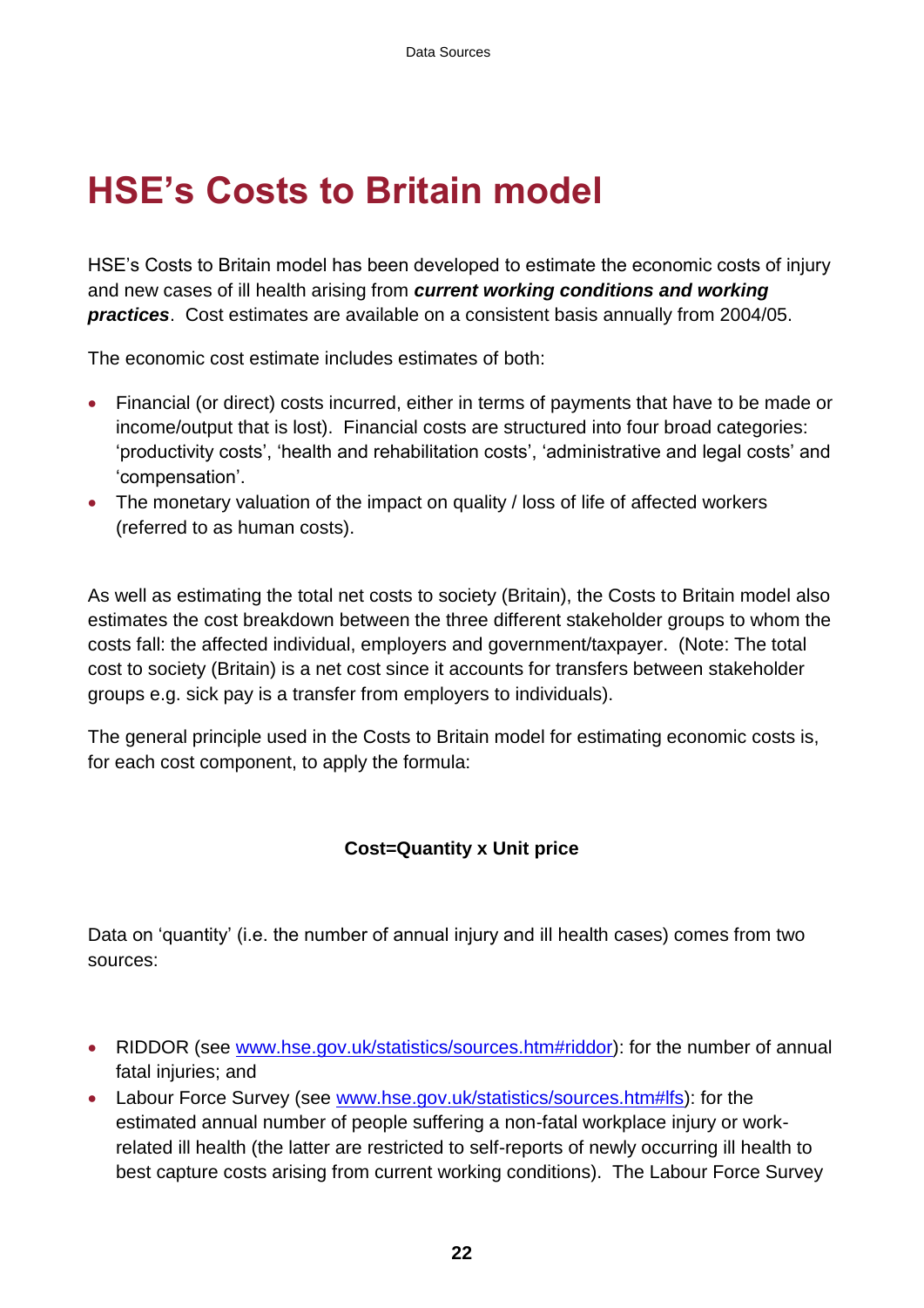# HSE's Costs to Britain model

HSE's Costs to Britain model has been developed to estimate the economic costs of injury and new cases of ill health arising from ***current working conditions and working practices***. Cost estimates are available on a consistent basis annually from 2004/05.

The economic cost estimate includes estimates of both:

- Financial (or direct) costs incurred, either in terms of payments that have to be made or income/output that is lost). Financial costs are structured into four broad categories: 'productivity costs', 'health and rehabilitation costs', 'administrative and legal costs' and 'compensation'.
- The monetary valuation of the impact on quality / loss of life of affected workers (referred to as human costs).

As well as estimating the total net costs to society (Britain), the Costs to Britain model also estimates the cost breakdown between the three different stakeholder groups to whom the costs fall: the affected individual, employers and government/taxpayer. (Note: The total cost to society (Britain) is a net cost since it accounts for transfers between stakeholder groups e.g. sick pay is a transfer from employers to individuals).

The general principle used in the Costs to Britain model for estimating economic costs is, for each cost component, to apply the formula:

**Cost=Quantity x Unit price**

Data on 'quantity' (i.e. the number of annual injury and ill health cases) comes from two sources:

- RIDDOR (see www.hse.gov.uk/statistics/sources.htm#riddor): for the number of annual fatal injuries; and
- Labour Force Survey (see www.hse.gov.uk/statistics/sources.htm#lfs): for the estimated annual number of people suffering a non-fatal workplace injury or work-related ill health (the latter are restricted to self-reports of newly occurring ill health to best capture costs arising from current working conditions). The Labour Force Survey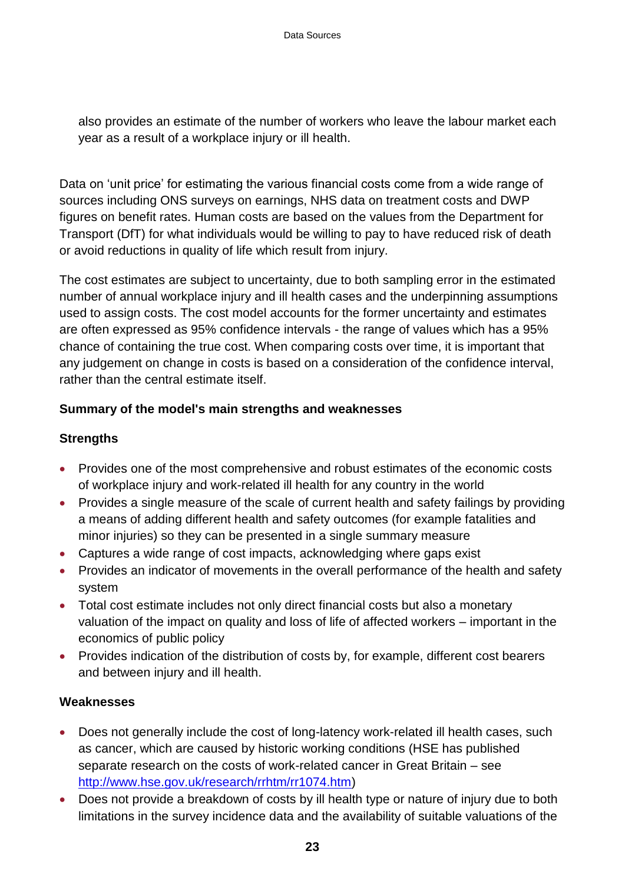also provides an estimate of the number of workers who leave the labour market each year as a result of a workplace injury or ill health.

Data on 'unit price' for estimating the various financial costs come from a wide range of sources including ONS surveys on earnings, NHS data on treatment costs and DWP figures on benefit rates. Human costs are based on the values from the Department for Transport (DfT) for what individuals would be willing to pay to have reduced risk of death or avoid reductions in quality of life which result from injury.

The cost estimates are subject to uncertainty, due to both sampling error in the estimated number of annual workplace injury and ill health cases and the underpinning assumptions used to assign costs. The cost model accounts for the former uncertainty and estimates are often expressed as 95% confidence intervals - the range of values which has a 95% chance of containing the true cost. When comparing costs over time, it is important that any judgement on change in costs is based on a consideration of the confidence interval, rather than the central estimate itself.

**Summary of the model's main strengths and weaknesses**

**Strengths**

- Provides one of the most comprehensive and robust estimates of the economic costs of workplace injury and work-related ill health for any country in the world
- Provides a single measure of the scale of current health and safety failings by providing a means of adding different health and safety outcomes (for example fatalities and minor injuries) so they can be presented in a single summary measure
- Captures a wide range of cost impacts, acknowledging where gaps exist
- Provides an indicator of movements in the overall performance of the health and safety system
- Total cost estimate includes not only direct financial costs but also a monetary valuation of the impact on quality and loss of life of affected workers – important in the economics of public policy
- Provides indication of the distribution of costs by, for example, different cost bearers and between injury and ill health.

**Weaknesses**

- Does not generally include the cost of long-latency work-related ill health cases, such as cancer, which are caused by historic working conditions (HSE has published separate research on the costs of work-related cancer in Great Britain – see http://www.hse.gov.uk/research/rrhtm/rr1074.htm)
- Does not provide a breakdown of costs by ill health type or nature of injury due to both limitations in the survey incidence data and the availability of suitable valuations of the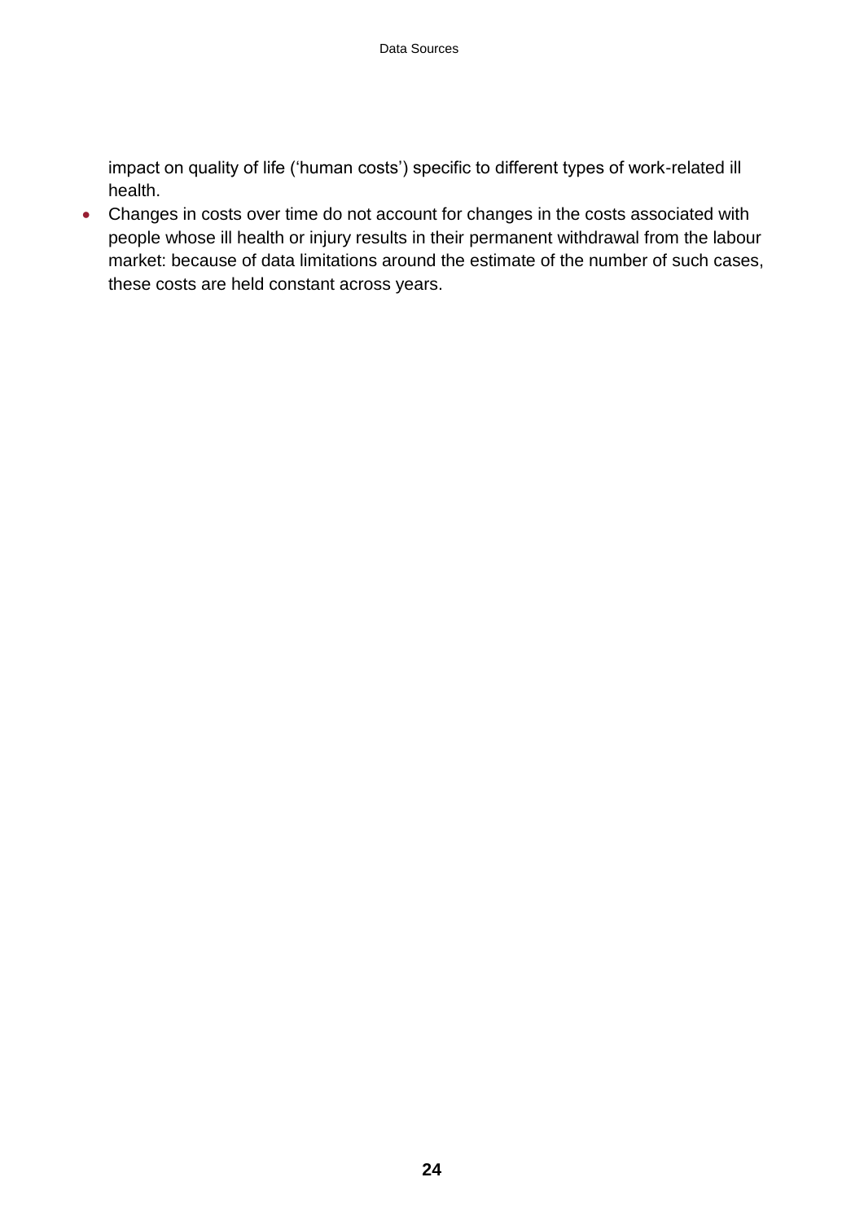impact on quality of life ('human costs') specific to different types of work-related ill health.

- Changes in costs over time do not account for changes in the costs associated with people whose ill health or injury results in their permanent withdrawal from the labour market: because of data limitations around the estimate of the number of such cases, these costs are held constant across years.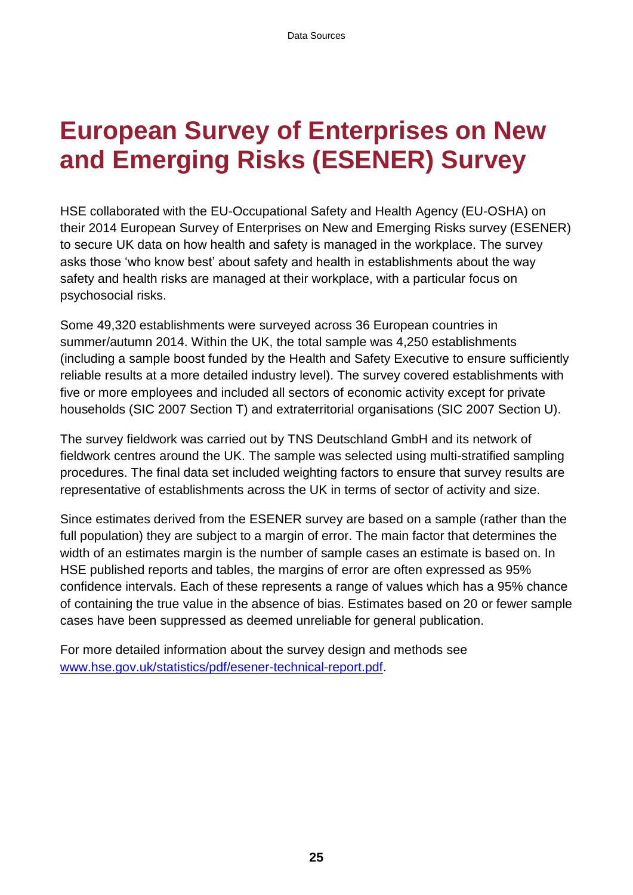# European Survey of Enterprises on New and Emerging Risks (ESENER) Survey

HSE collaborated with the EU-Occupational Safety and Health Agency (EU-OSHA) on their 2014 European Survey of Enterprises on New and Emerging Risks survey (ESENER) to secure UK data on how health and safety is managed in the workplace. The survey asks those 'who know best' about safety and health in establishments about the way safety and health risks are managed at their workplace, with a particular focus on psychosocial risks.

Some 49,320 establishments were surveyed across 36 European countries in summer/autumn 2014. Within the UK, the total sample was 4,250 establishments (including a sample boost funded by the Health and Safety Executive to ensure sufficiently reliable results at a more detailed industry level). The survey covered establishments with five or more employees and included all sectors of economic activity except for private households (SIC 2007 Section T) and extraterritorial organisations (SIC 2007 Section U).

The survey fieldwork was carried out by TNS Deutschland GmbH and its network of fieldwork centres around the UK. The sample was selected using multi-stratified sampling procedures. The final data set included weighting factors to ensure that survey results are representative of establishments across the UK in terms of sector of activity and size.

Since estimates derived from the ESENER survey are based on a sample (rather than the full population) they are subject to a margin of error. The main factor that determines the width of an estimates margin is the number of sample cases an estimate is based on. In HSE published reports and tables, the margins of error are often expressed as 95% confidence intervals. Each of these represents a range of values which has a 95% chance of containing the true value in the absence of bias. Estimates based on 20 or fewer sample cases have been suppressed as deemed unreliable for general publication.

For more detailed information about the survey design and methods see [www.hse.gov.uk/statistics/pdf/esener-technical-report.pdf](http://www.hse.gov.uk/statistics/pdf/esener-technical-report.pdf).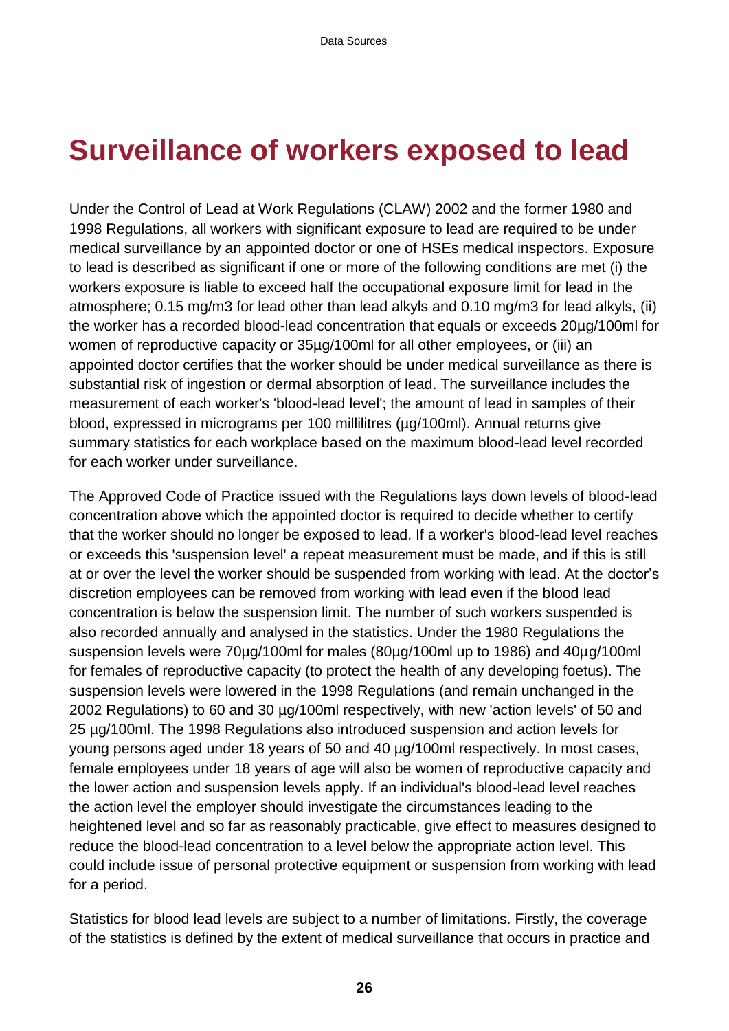# Surveillance of workers exposed to lead

Under the Control of Lead at Work Regulations (CLAW) 2002 and the former 1980 and 1998 Regulations, all workers with significant exposure to lead are required to be under medical surveillance by an appointed doctor or one of HSEs medical inspectors. Exposure to lead is described as significant if one or more of the following conditions are met (i) the workers exposure is liable to exceed half the occupational exposure limit for lead in the atmosphere; 0.15 mg/m3 for lead other than lead alkyls and 0.10 mg/m3 for lead alkyls, (ii) the worker has a recorded blood-lead concentration that equals or exceeds 20µg/100ml for women of reproductive capacity or 35µg/100ml for all other employees, or (iii) an appointed doctor certifies that the worker should be under medical surveillance as there is substantial risk of ingestion or dermal absorption of lead. The surveillance includes the measurement of each worker's 'blood-lead level'; the amount of lead in samples of their blood, expressed in micrograms per 100 millilitres (µg/100ml). Annual returns give summary statistics for each workplace based on the maximum blood-lead level recorded for each worker under surveillance.

The Approved Code of Practice issued with the Regulations lays down levels of blood-lead concentration above which the appointed doctor is required to decide whether to certify that the worker should no longer be exposed to lead. If a worker's blood-lead level reaches or exceeds this 'suspension level' a repeat measurement must be made, and if this is still at or over the level the worker should be suspended from working with lead. At the doctor's discretion employees can be removed from working with lead even if the blood lead concentration is below the suspension limit. The number of such workers suspended is also recorded annually and analysed in the statistics. Under the 1980 Regulations the suspension levels were 70µg/100ml for males (80µg/100ml up to 1986) and 40µg/100ml for females of reproductive capacity (to protect the health of any developing foetus). The suspension levels were lowered in the 1998 Regulations (and remain unchanged in the 2002 Regulations) to 60 and 30 µg/100ml respectively, with new 'action levels' of 50 and 25 µg/100ml. The 1998 Regulations also introduced suspension and action levels for young persons aged under 18 years of 50 and 40 µg/100ml respectively. In most cases, female employees under 18 years of age will also be women of reproductive capacity and the lower action and suspension levels apply. If an individual's blood-lead level reaches the action level the employer should investigate the circumstances leading to the heightened level and so far as reasonably practicable, give effect to measures designed to reduce the blood-lead concentration to a level below the appropriate action level. This could include issue of personal protective equipment or suspension from working with lead for a period.

Statistics for blood lead levels are subject to a number of limitations. Firstly, the coverage of the statistics is defined by the extent of medical surveillance that occurs in practice and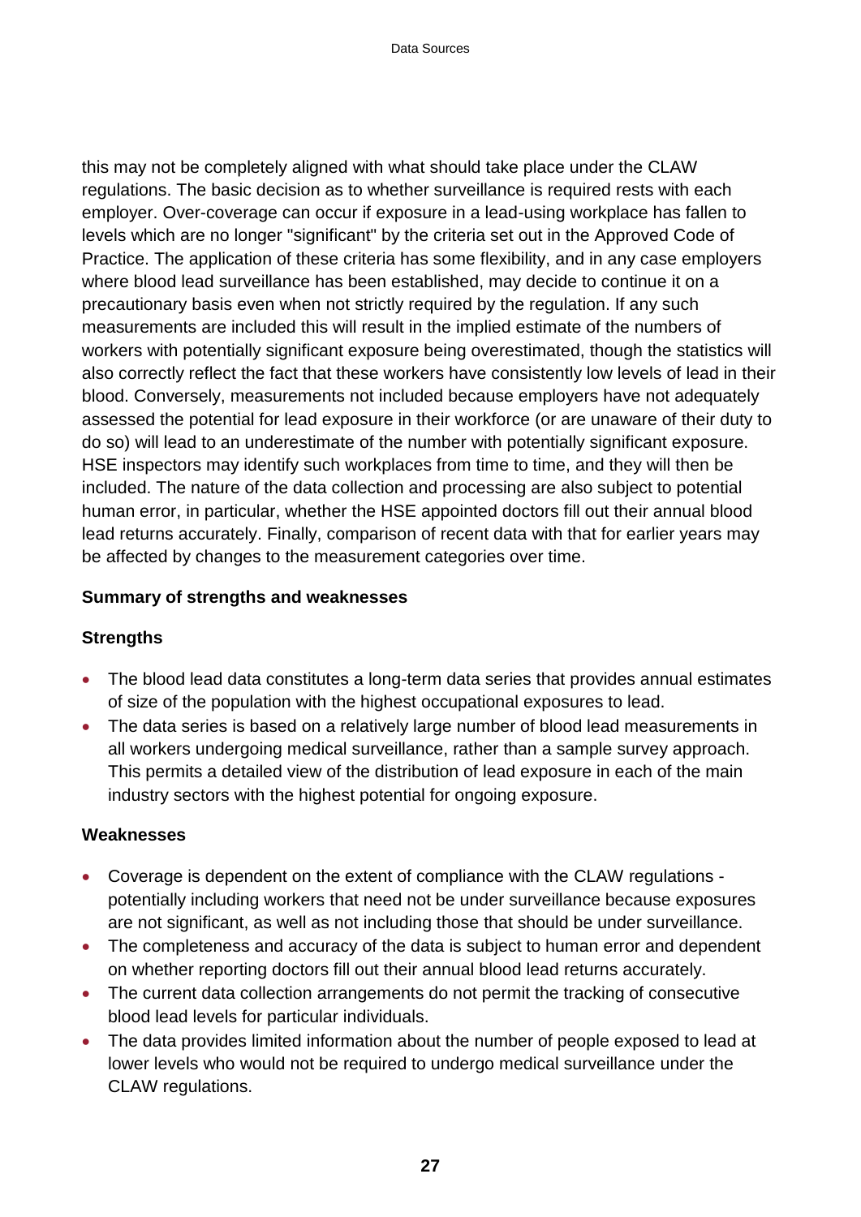this may not be completely aligned with what should take place under the CLAW regulations. The basic decision as to whether surveillance is required rests with each employer. Over-coverage can occur if exposure in a lead-using workplace has fallen to levels which are no longer "significant" by the criteria set out in the Approved Code of Practice. The application of these criteria has some flexibility, and in any case employers where blood lead surveillance has been established, may decide to continue it on a precautionary basis even when not strictly required by the regulation. If any such measurements are included this will result in the implied estimate of the numbers of workers with potentially significant exposure being overestimated, though the statistics will also correctly reflect the fact that these workers have consistently low levels of lead in their blood. Conversely, measurements not included because employers have not adequately assessed the potential for lead exposure in their workforce (or are unaware of their duty to do so) will lead to an underestimate of the number with potentially significant exposure. HSE inspectors may identify such workplaces from time to time, and they will then be included. The nature of the data collection and processing are also subject to potential human error, in particular, whether the HSE appointed doctors fill out their annual blood lead returns accurately. Finally, comparison of recent data with that for earlier years may be affected by changes to the measurement categories over time.

**Summary of strengths and weaknesses**

**Strengths**

- The blood lead data constitutes a long-term data series that provides annual estimates of size of the population with the highest occupational exposures to lead.
- The data series is based on a relatively large number of blood lead measurements in all workers undergoing medical surveillance, rather than a sample survey approach. This permits a detailed view of the distribution of lead exposure in each of the main industry sectors with the highest potential for ongoing exposure.

**Weaknesses**

- Coverage is dependent on the extent of compliance with the CLAW regulations - potentially including workers that need not be under surveillance because exposures are not significant, as well as not including those that should be under surveillance.
- The completeness and accuracy of the data is subject to human error and dependent on whether reporting doctors fill out their annual blood lead returns accurately.
- The current data collection arrangements do not permit the tracking of consecutive blood lead levels for particular individuals.
- The data provides limited information about the number of people exposed to lead at lower levels who would not be required to undergo medical surveillance under the CLAW regulations.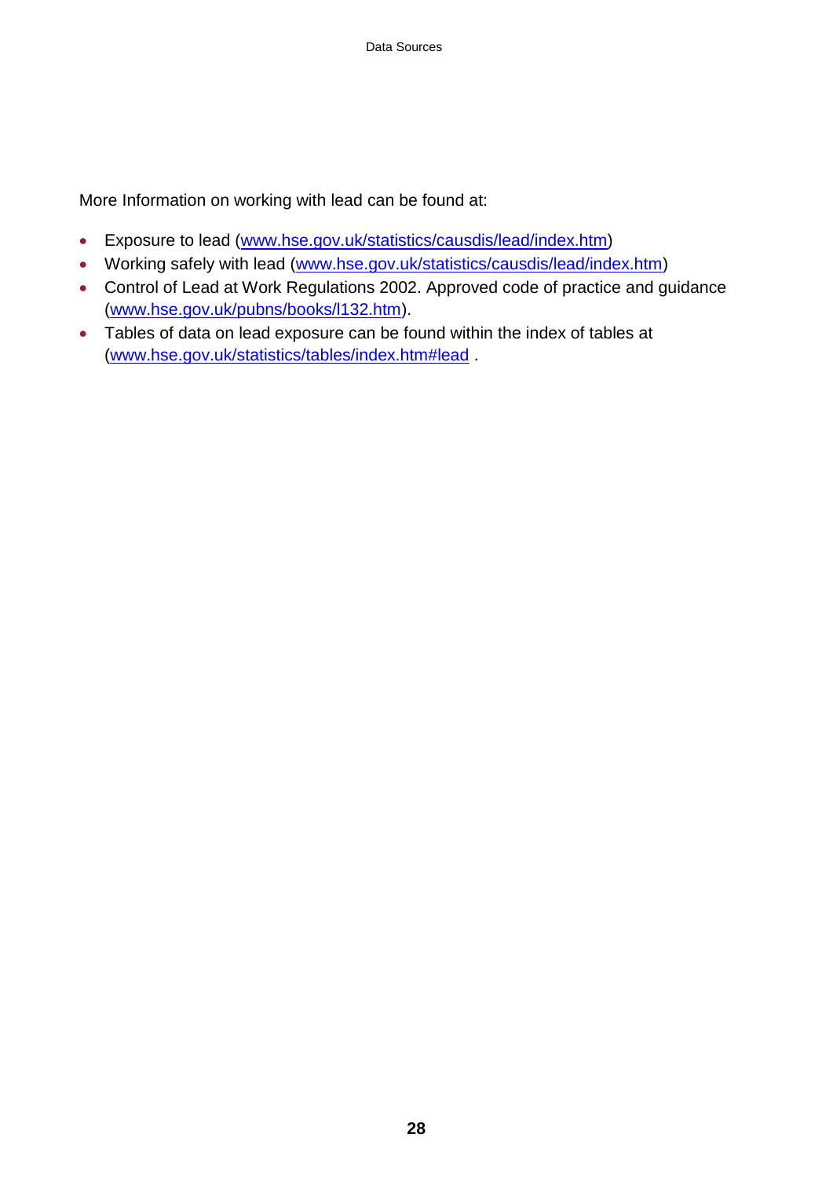More Information on working with lead can be found at:

- Exposure to lead (www.hse.gov.uk/statistics/causdis/lead/index.htm)
- Working safely with lead (www.hse.gov.uk/statistics/causdis/lead/index.htm)
- Control of Lead at Work Regulations 2002. Approved code of practice and guidance (www.hse.gov.uk/pubns/books/l132.htm).
- Tables of data on lead exposure can be found within the index of tables at (www.hse.gov.uk/statistics/tables/index.htm#lead .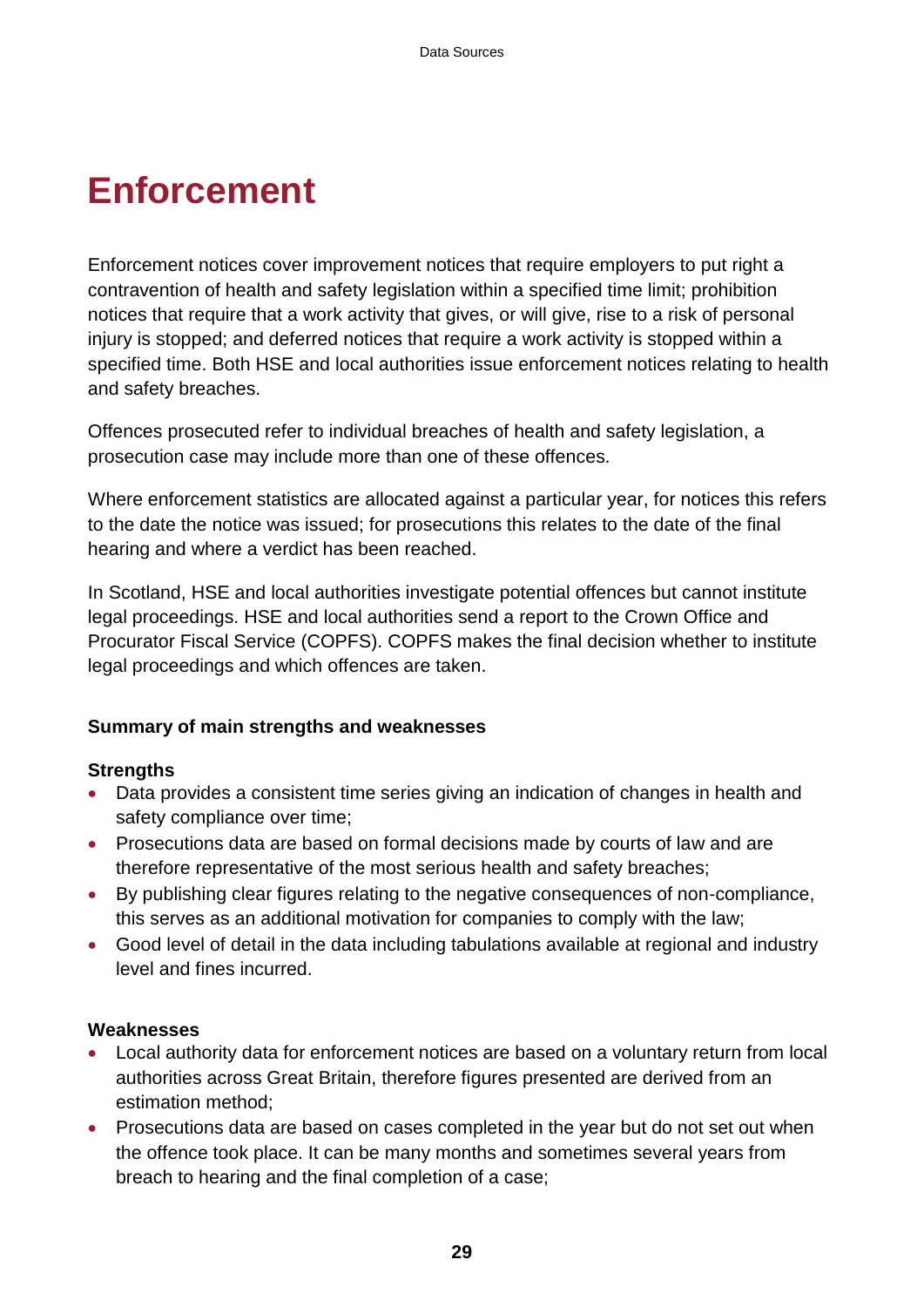# Enforcement

Enforcement notices cover improvement notices that require employers to put right a contravention of health and safety legislation within a specified time limit; prohibition notices that require that a work activity that gives, or will give, rise to a risk of personal injury is stopped; and deferred notices that require a work activity is stopped within a specified time. Both HSE and local authorities issue enforcement notices relating to health and safety breaches.

Offences prosecuted refer to individual breaches of health and safety legislation, a prosecution case may include more than one of these offences.

Where enforcement statistics are allocated against a particular year, for notices this refers to the date the notice was issued; for prosecutions this relates to the date of the final hearing and where a verdict has been reached.

In Scotland, HSE and local authorities investigate potential offences but cannot institute legal proceedings. HSE and local authorities send a report to the Crown Office and Procurator Fiscal Service (COPFS). COPFS makes the final decision whether to institute legal proceedings and which offences are taken.

**Summary of main strengths and weaknesses**

**Strengths**

- Data provides a consistent time series giving an indication of changes in health and safety compliance over time;
- Prosecutions data are based on formal decisions made by courts of law and are therefore representative of the most serious health and safety breaches;
- By publishing clear figures relating to the negative consequences of non-compliance, this serves as an additional motivation for companies to comply with the law;
- Good level of detail in the data including tabulations available at regional and industry level and fines incurred.

**Weaknesses**

- Local authority data for enforcement notices are based on a voluntary return from local authorities across Great Britain, therefore figures presented are derived from an estimation method;
- Prosecutions data are based on cases completed in the year but do not set out when the offence took place. It can be many months and sometimes several years from breach to hearing and the final completion of a case;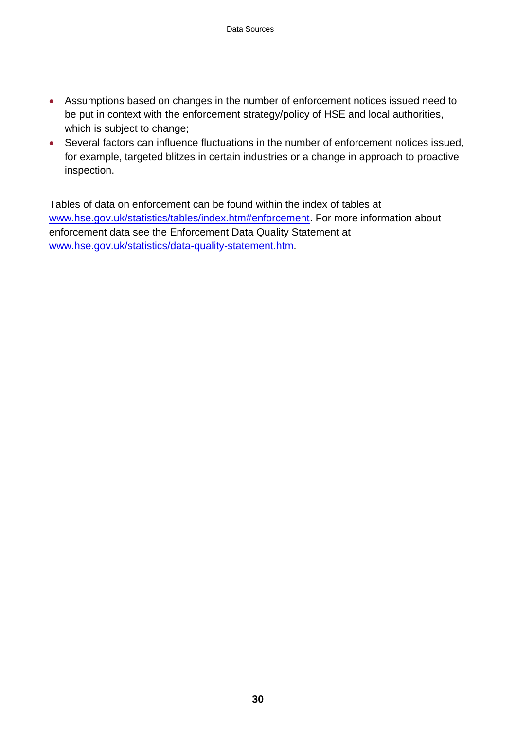- Assumptions based on changes in the number of enforcement notices issued need to be put in context with the enforcement strategy/policy of HSE and local authorities, which is subject to change;
- Several factors can influence fluctuations in the number of enforcement notices issued, for example, targeted blitzes in certain industries or a change in approach to proactive inspection.

Tables of data on enforcement can be found within the index of tables at www.hse.gov.uk/statistics/tables/index.htm#enforcement. For more information about enforcement data see the Enforcement Data Quality Statement at www.hse.gov.uk/statistics/data-quality-statement.htm.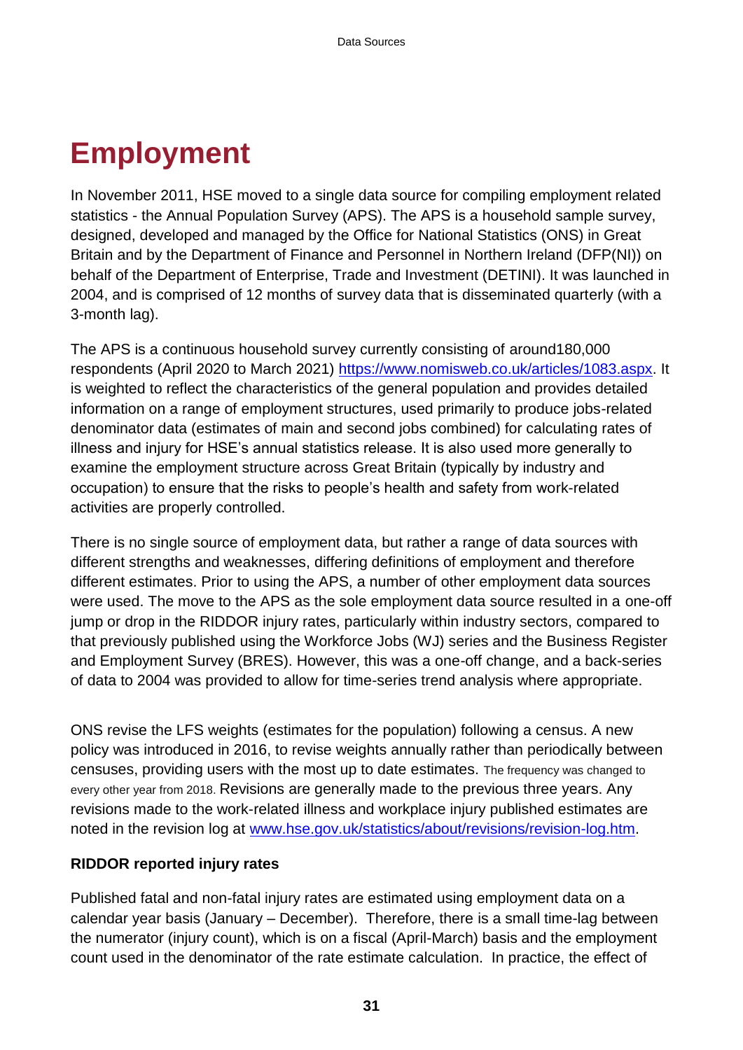# Employment

In November 2011, HSE moved to a single data source for compiling employment related statistics - the Annual Population Survey (APS). The APS is a household sample survey, designed, developed and managed by the Office for National Statistics (ONS) in Great Britain and by the Department of Finance and Personnel in Northern Ireland (DFP(NI)) on behalf of the Department of Enterprise, Trade and Investment (DETINI). It was launched in 2004, and is comprised of 12 months of survey data that is disseminated quarterly (with a 3-month lag).

The APS is a continuous household survey currently consisting of around180,000 respondents (April 2020 to March 2021) https://www.nomisweb.co.uk/articles/1083.aspx. It is weighted to reflect the characteristics of the general population and provides detailed information on a range of employment structures, used primarily to produce jobs-related denominator data (estimates of main and second jobs combined) for calculating rates of illness and injury for HSE's annual statistics release. It is also used more generally to examine the employment structure across Great Britain (typically by industry and occupation) to ensure that the risks to people's health and safety from work-related activities are properly controlled.

There is no single source of employment data, but rather a range of data sources with different strengths and weaknesses, differing definitions of employment and therefore different estimates. Prior to using the APS, a number of other employment data sources were used. The move to the APS as the sole employment data source resulted in a one-off jump or drop in the RIDDOR injury rates, particularly within industry sectors, compared to that previously published using the Workforce Jobs (WJ) series and the Business Register and Employment Survey (BRES). However, this was a one-off change, and a back-series of data to 2004 was provided to allow for time-series trend analysis where appropriate.

ONS revise the LFS weights (estimates for the population) following a census. A new policy was introduced in 2016, to revise weights annually rather than periodically between censuses, providing users with the most up to date estimates. The frequency was changed to every other year from 2018. Revisions are generally made to the previous three years. Any revisions made to the work-related illness and workplace injury published estimates are noted in the revision log at www.hse.gov.uk/statistics/about/revisions/revision-log.htm.

**RIDDOR reported injury rates**

Published fatal and non-fatal injury rates are estimated using employment data on a calendar year basis (January – December). Therefore, there is a small time-lag between the numerator (injury count), which is on a fiscal (April-March) basis and the employment count used in the denominator of the rate estimate calculation. In practice, the effect of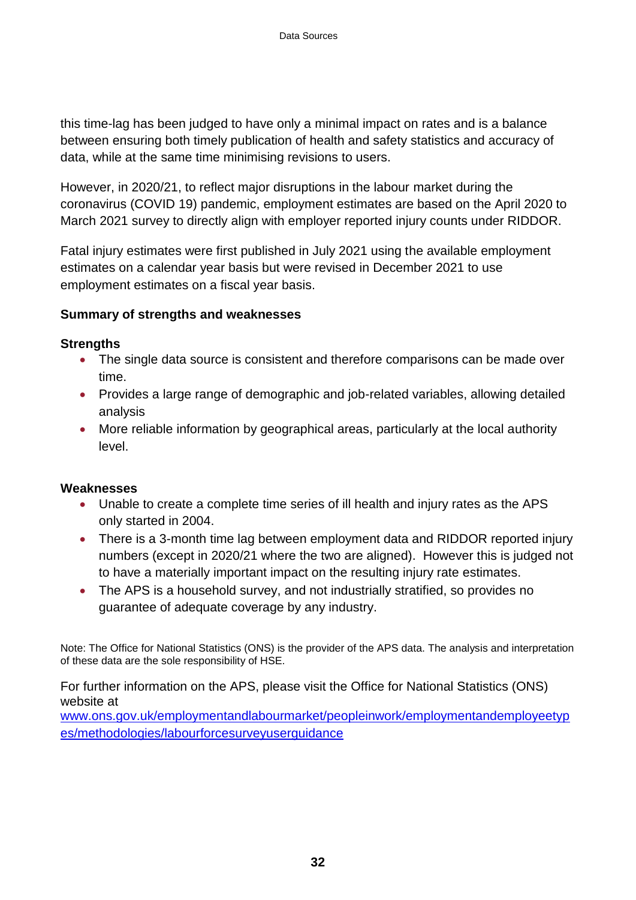this time-lag has been judged to have only a minimal impact on rates and is a balance between ensuring both timely publication of health and safety statistics and accuracy of data, while at the same time minimising revisions to users.

However, in 2020/21, to reflect major disruptions in the labour market during the coronavirus (COVID 19) pandemic, employment estimates are based on the April 2020 to March 2021 survey to directly align with employer reported injury counts under RIDDOR.

Fatal injury estimates were first published in July 2021 using the available employment estimates on a calendar year basis but were revised in December 2021 to use employment estimates on a fiscal year basis.

**Summary of strengths and weaknesses**

**Strengths**

- The single data source is consistent and therefore comparisons can be made over time.
- Provides a large range of demographic and job-related variables, allowing detailed analysis
- More reliable information by geographical areas, particularly at the local authority level.

**Weaknesses**

- Unable to create a complete time series of ill health and injury rates as the APS only started in 2004.
- There is a 3-month time lag between employment data and RIDDOR reported injury numbers (except in 2020/21 where the two are aligned). However this is judged not to have a materially important impact on the resulting injury rate estimates.
- The APS is a household survey, and not industrially stratified, so provides no guarantee of adequate coverage by any industry.

Note: The Office for National Statistics (ONS) is the provider of the APS data. The analysis and interpretation of these data are the sole responsibility of HSE.

For further information on the APS, please visit the Office for National Statistics (ONS) website at [www.ons.gov.uk/employmentandlabourmarket/peopleinwork/employmentandemployeetypes/methodologies/labourforcesurveyuserguidance](www.ons.gov.uk/employmentandlabourmarket/peopleinwork/employmentandemployeetypes/methodologies/labourforcesurveyuserguidance)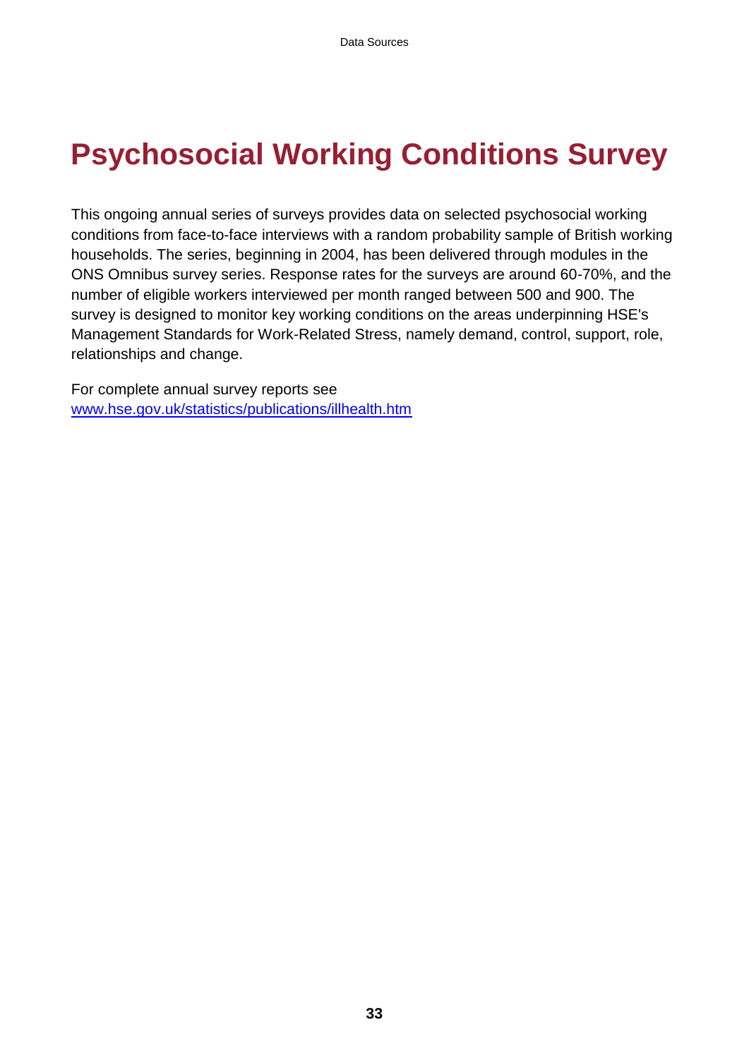# Psychosocial Working Conditions Survey

This ongoing annual series of surveys provides data on selected psychosocial working conditions from face-to-face interviews with a random probability sample of British working households. The series, beginning in 2004, has been delivered through modules in the ONS Omnibus survey series. Response rates for the surveys are around 60-70%, and the number of eligible workers interviewed per month ranged between 500 and 900. The survey is designed to monitor key working conditions on the areas underpinning HSE's Management Standards for Work-Related Stress, namely demand, control, support, role, relationships and change.

For complete annual survey reports see
[www.hse.gov.uk/statistics/publications/illhealth.htm](www.hse.gov.uk/statistics/publications/illhealth.htm)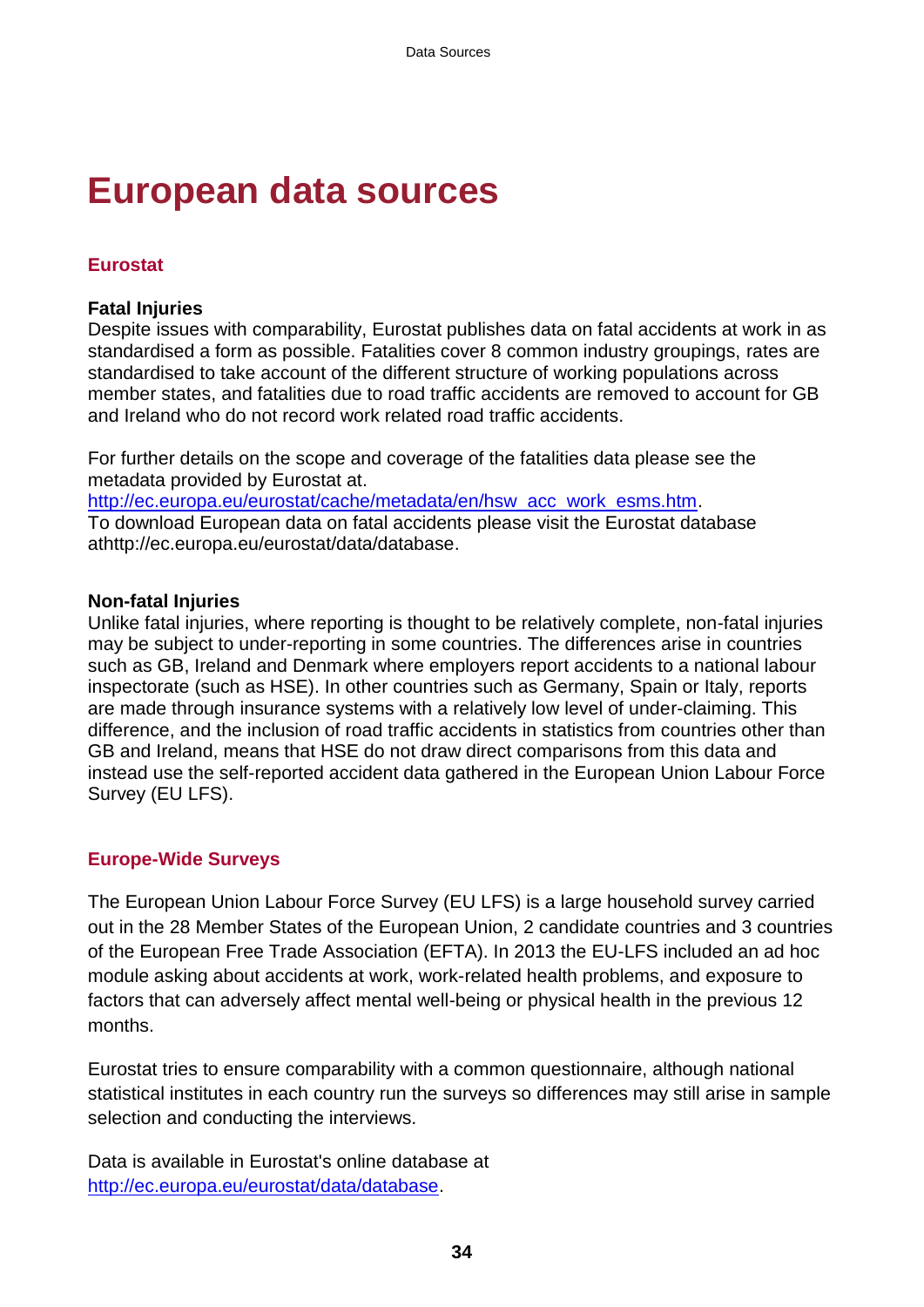# European data sources

## Eurostat

### Fatal Injuries

Despite issues with comparability, Eurostat publishes data on fatal accidents at work in as standardised a form as possible. Fatalities cover 8 common industry groupings, rates are standardised to take account of the different structure of working populations across member states, and fatalities due to road traffic accidents are removed to account for GB and Ireland who do not record work related road traffic accidents.

For further details on the scope and coverage of the fatalities data please see the metadata provided by Eurostat at.
http://ec.europa.eu/eurostat/cache/metadata/en/hsw_acc_work_esms.htm.
To download European data on fatal accidents please visit the Eurostat database athttp://ec.europa.eu/eurostat/data/database.

### Non-fatal Injuries

Unlike fatal injuries, where reporting is thought to be relatively complete, non-fatal injuries may be subject to under-reporting in some countries. The differences arise in countries such as GB, Ireland and Denmark where employers report accidents to a national labour inspectorate (such as HSE). In other countries such as Germany, Spain or Italy, reports are made through insurance systems with a relatively low level of under-claiming. This difference, and the inclusion of road traffic accidents in statistics from countries other than GB and Ireland, means that HSE do not draw direct comparisons from this data and instead use the self-reported accident data gathered in the European Union Labour Force Survey (EU LFS).

## Europe-Wide Surveys

The European Union Labour Force Survey (EU LFS) is a large household survey carried out in the 28 Member States of the European Union, 2 candidate countries and 3 countries of the European Free Trade Association (EFTA). In 2013 the EU-LFS included an ad hoc module asking about accidents at work, work-related health problems, and exposure to factors that can adversely affect mental well-being or physical health in the previous 12 months.

Eurostat tries to ensure comparability with a common questionnaire, although national statistical institutes in each country run the surveys so differences may still arise in sample selection and conducting the interviews.

Data is available in Eurostat's online database at
http://ec.europa.eu/eurostat/data/database.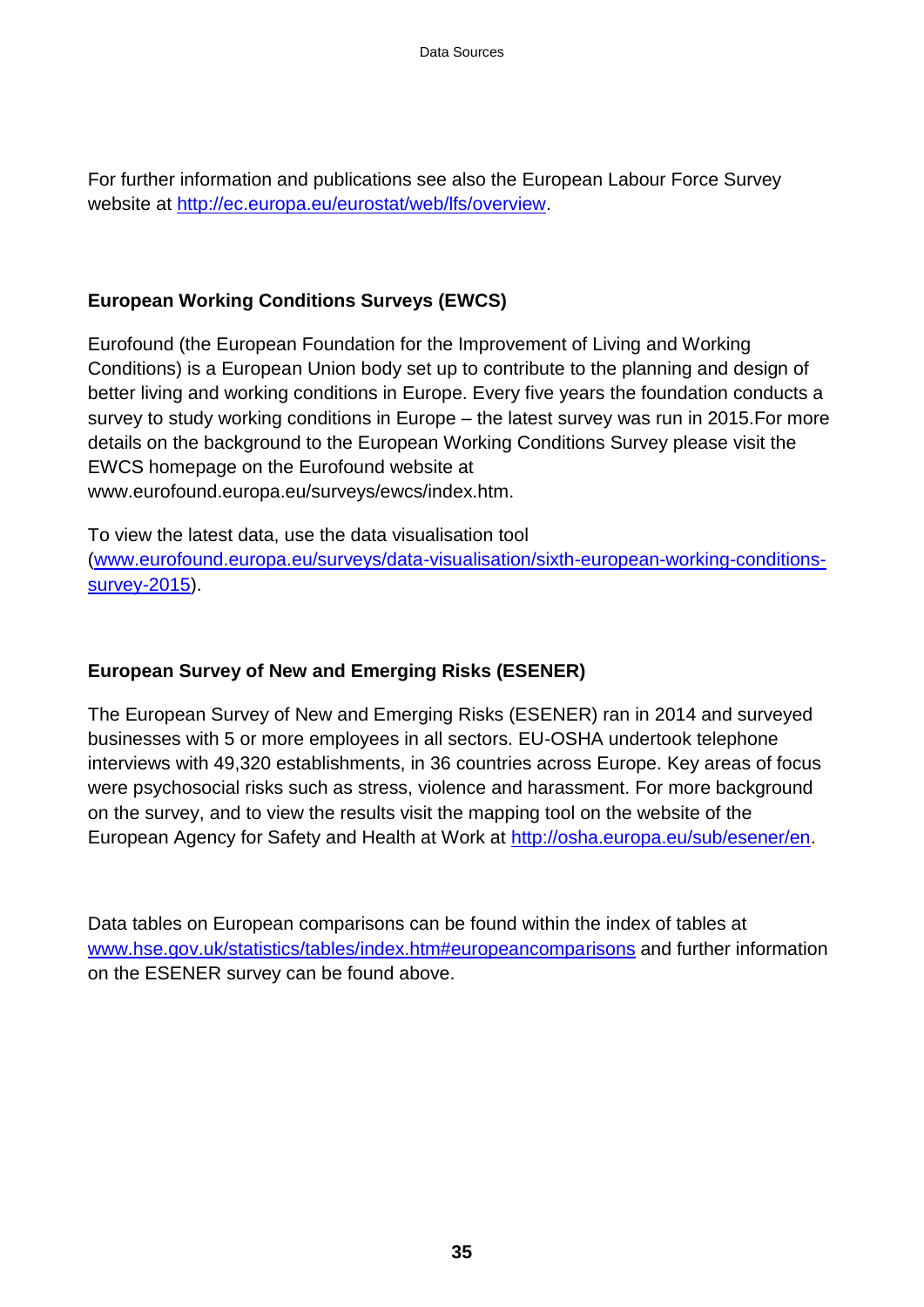For further information and publications see also the European Labour Force Survey website at [http://ec.europa.eu/eurostat/web/lfs/overview](http://ec.europa.eu/eurostat/web/lfs/overview).

### European Working Conditions Surveys (EWCS)

Eurofound (the European Foundation for the Improvement of Living and Working Conditions) is a European Union body set up to contribute to the planning and design of better living and working conditions in Europe. Every five years the foundation conducts a survey to study working conditions in Europe – the latest survey was run in 2015.For more details on the background to the European Working Conditions Survey please visit the EWCS homepage on the Eurofound website at www.eurofound.europa.eu/surveys/ewcs/index.htm.

To view the latest data, use the data visualisation tool ([www.eurofound.europa.eu/surveys/data-visualisation/sixth-european-working-conditions-survey-2015](www.eurofound.europa.eu/surveys/data-visualisation/sixth-european-working-conditions-survey-2015)).

### European Survey of New and Emerging Risks (ESENER)

The European Survey of New and Emerging Risks (ESENER) ran in 2014 and surveyed businesses with 5 or more employees in all sectors. EU-OSHA undertook telephone interviews with 49,320 establishments, in 36 countries across Europe. Key areas of focus were psychosocial risks such as stress, violence and harassment. For more background on the survey, and to view the results visit the mapping tool on the website of the European Agency for Safety and Health at Work at [http://osha.europa.eu/sub/esener/en](http://osha.europa.eu/sub/esener/en).

Data tables on European comparisons can be found within the index of tables at [www.hse.gov.uk/statistics/tables/index.htm#europeancomparisons](www.hse.gov.uk/statistics/tables/index.htm#europeancomparisons) and further information on the ESENER survey can be found above.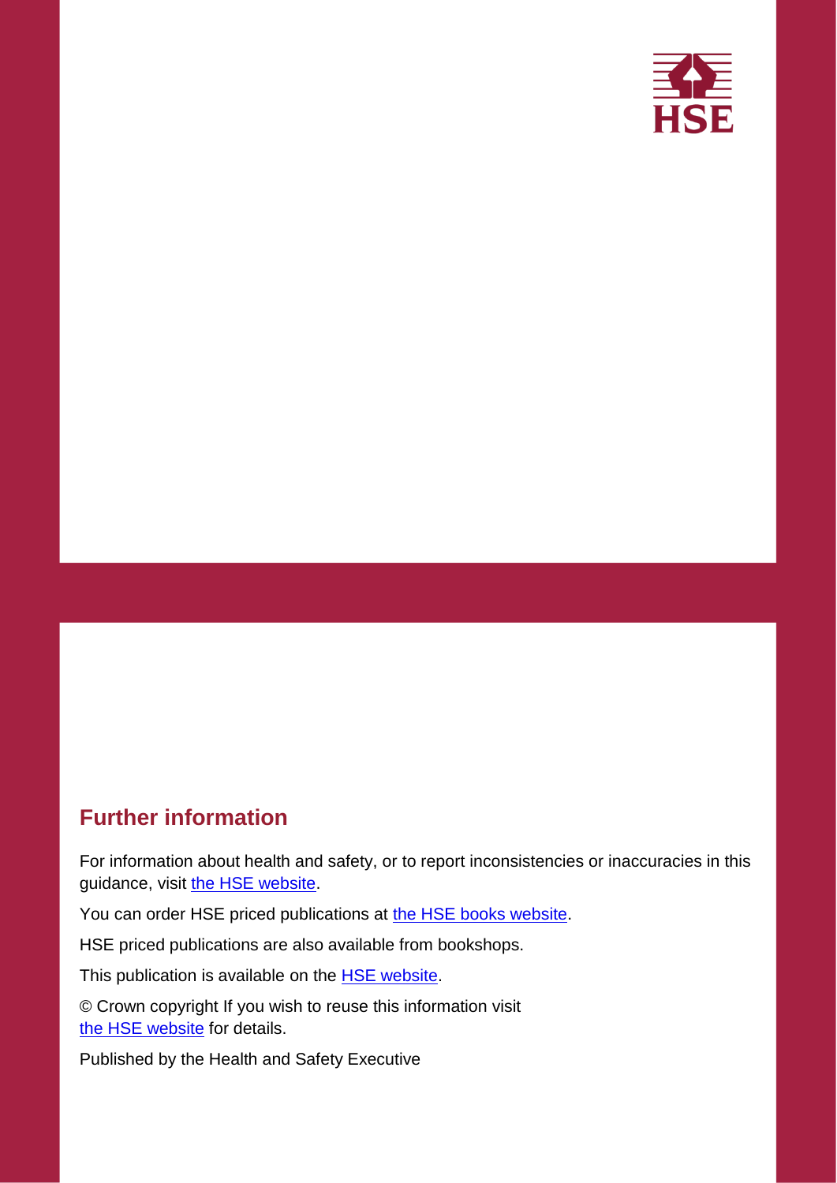## Further information

For information about health and safety, or to report inconsistencies or inaccuracies in this guidance, visit the HSE website.

You can order HSE priced publications at the HSE books website.

HSE priced publications are also available from bookshops.

This publication is available on the HSE website.

© Crown copyright If you wish to reuse this information visit the HSE website for details.

Published by the Health and Safety Executive